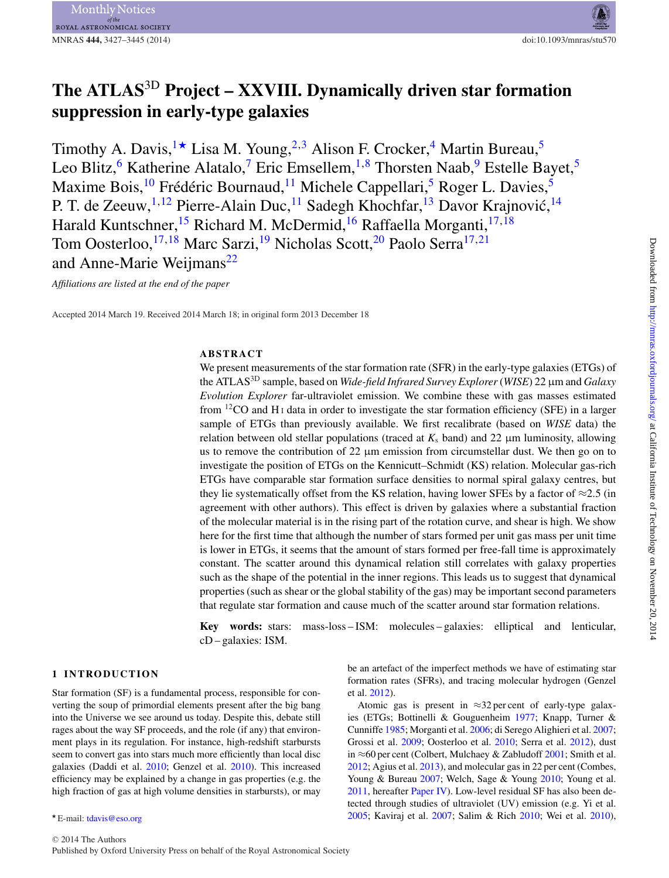# The ATLAS$^{3D}$ Project – XXVIII. Dynamically driven star formation suppression in early-type galaxies

Timothy A. Davis,[1⋆] Lisa M. Young,[2,3] Alison F. Crocker,[4] Martin Bureau,[5] Leo Blitz,[6] Katherine Alatalo,[7] Eric Emsellem,[1,8] Thorsten Naab,[9] Estelle Bayet,[5] Maxime Bois,[10] Frédéric Bournaud,[11] Michele Cappellari,[5] Roger L. Davies,[5] P. T. de Zeeuw,[1,12] Pierre-Alain Duc,[11] Sadegh Khochfar,[13] Davor Krajnović,[14] Harald Kuntschner,[15] Richard M. McDermid,[16] Raffaella Morganti,[17,18] Tom Oosterloo,[17,18] Marc Sarzi,[19] Nicholas Scott,[20] Paolo Serra[17,21] and Anne-Marie Weijmans[22]

*Affiliations are listed at the end of the paper*

Accepted 2014 March 19. Received 2014 March 18; in original form 2013 December 18

## ABSTRACT

We present measurements of the star formation rate (SFR) in the early-type galaxies (ETGs) of the ATLAS$^{3D}$ sample, based on *Wide-field Infrared Survey Explorer* (*WISE*) 22 μm and *Galaxy Evolution Explorer* far-ultraviolet emission. We combine these with gas masses estimated from $^{12}$CO and H I data in order to investigate the star formation efficiency (SFE) in a larger sample of ETGs than previously available. We first recalibrate (based on *WISE* data) the relation between old stellar populations (traced at $K_s$ band) and 22 μm luminosity, allowing us to remove the contribution of 22 μm emission from circumstellar dust. We then go on to investigate the position of ETGs on the Kennicutt–Schmidt (KS) relation. Molecular gas-rich ETGs have comparable star formation surface densities to normal spiral galaxy centres, but they lie systematically offset from the KS relation, having lower SFEs by a factor of ≈2.5 (in agreement with other authors). This effect is driven by galaxies where a substantial fraction of the molecular material is in the rising part of the rotation curve, and shear is high. We show here for the first time that although the number of stars formed per unit gas mass per unit time is lower in ETGs, it seems that the amount of stars formed per free-fall time is approximately constant. The scatter around this dynamical relation still correlates with galaxy properties such as the shape of the potential in the inner regions. This leads us to suggest that dynamical properties (such as shear or the global stability of the gas) may be important second parameters that regulate star formation and cause much of the scatter around star formation relations.

**Key words:** stars: mass-loss – ISM: molecules – galaxies: elliptical and lenticular, cD – galaxies: ISM.

## 1 INTRODUCTION

Star formation (SF) is a fundamental process, responsible for converting the soup of primordial elements present after the big bang into the Universe we see around us today. Despite this, debate still rages about the way SF proceeds, and the role (if any) that environment plays in its regulation. For instance, high-redshift starbursts seem to convert gas into stars much more efficiently than local disc galaxies (Daddi et al. 2010; Genzel et al. 2010). This increased efficiency may be explained by a change in gas properties (e.g. the high fraction of gas at high volume densities in starbursts), or may be an artefact of the imperfect methods we have of estimating star formation rates (SFRs), and tracing molecular hydrogen (Genzel et al. 2012).

Atomic gas is present in ≈32 per cent of early-type galaxies (ETGs; Bottinelli & Gouguenheim 1977; Knapp, Turner & Cunniffe 1985; Morganti et al. 2006; di Serego Alighieri et al. 2007; Grossi et al. 2009; Oosterloo et al. 2010; Serra et al. 2012), dust in ≈60 per cent (Colbert, Mulchaey & Zabludoff 2001; Smith et al. 2012; Agius et al. 2013), and molecular gas in 22 per cent (Combes, Young & Bureau 2007; Welch, Sage & Young 2010; Young et al. 2011, hereafter Paper IV). Low-level residual SF has also been detected through studies of ultraviolet (UV) emission (e.g. Yi et al. 2005; Kaviraj et al. 2007; Salim & Rich 2010; Wei et al. 2010),

⋆ E-mail: tdavis@eso.org

© 2014 The Authors
Published by Oxford University Press on behalf of the Royal Astronomical Society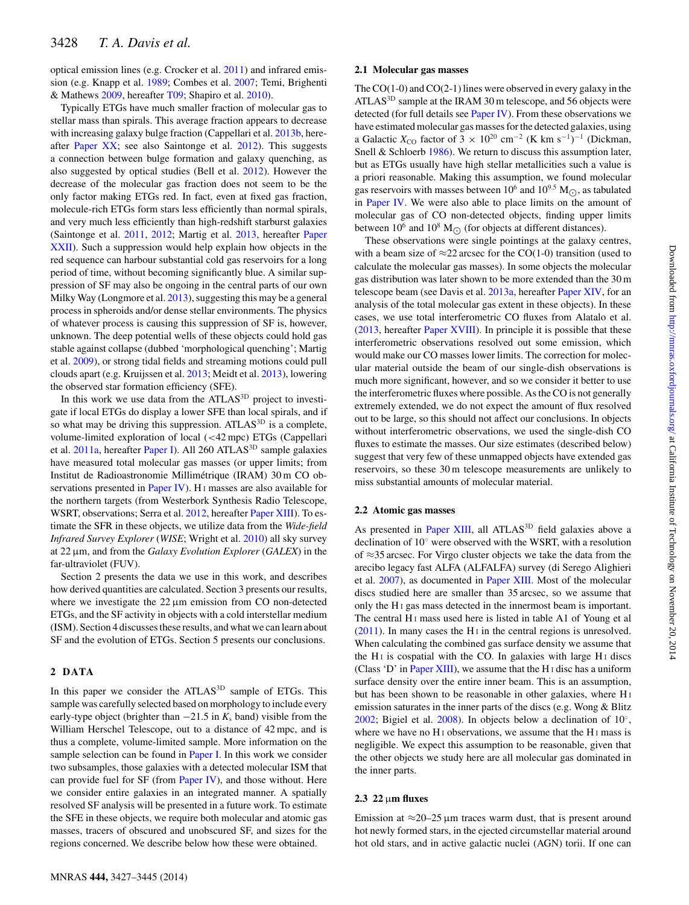optical emission lines (e.g. Crocker et al. 2011) and infrared emission (e.g. Knapp et al. 1989; Combes et al. 2007; Temi, Brighenti & Mathews 2009, hereafter T09; Shapiro et al. 2010).

Typically ETGs have much smaller fraction of molecular gas to stellar mass than spirals. This average fraction appears to decrease with increasing galaxy bulge fraction (Cappellari et al. 2013b, hereafter Paper XX; see also Saintonge et al. 2012). This suggests a connection between bulge formation and galaxy quenching, as also suggested by optical studies (Bell et al. 2012). However the decrease of the molecular gas fraction does not seem to be the only factor making ETGs red. In fact, even at fixed gas fraction, molecule-rich ETGs form stars less efficiently than normal spirals, and very much less efficiently than high-redshift starburst galaxies (Saintonge et al. 2011, 2012; Martig et al. 2013, hereafter Paper XXII). Such a suppression would help explain how objects in the red sequence can harbour substantial cold gas reservoirs for a long period of time, without becoming significantly blue. A similar suppression of SF may also be ongoing in the central parts of our own Milky Way (Longmore et al. 2013), suggesting this may be a general process in spheroids and/or dense stellar environments. The physics of whatever process is causing this suppression of SF is, however, unknown. The deep potential wells of these objects could hold gas stable against collapse (dubbed 'morphological quenching'; Martig et al. 2009), or strong tidal fields and streaming motions could pull clouds apart (e.g. Kruijssen et al. 2013; Meidt et al. 2013), lowering the observed star formation efficiency (SFE).

In this work we use data from the ATLAS$^{3D}$ project to investigate if local ETGs do display a lower SFE than local spirals, and if so what may be driving this suppression. ATLAS$^{3D}$ is a complete, volume-limited exploration of local (<42 mpc) ETGs (Cappellari et al. 2011a, hereafter Paper I). All 260 ATLAS$^{3D}$ sample galaxies have measured total molecular gas masses (or upper limits; from Institut de Radioastronomie Millimétrique (IRAM) 30 m CO observations presented in Paper IV). H I masses are also available for the northern targets (from Westerbork Synthesis Radio Telescope, WSRT, observations; Serra et al. 2012, hereafter Paper XIII). To estimate the SFR in these objects, we utilize data from the *Wide-field Infrared Survey Explorer* (*WISE*; Wright et al. 2010) all sky survey at 22 μm, and from the *Galaxy Evolution Explorer* (*GALEX*) in the far-ultraviolet (FUV).

Section 2 presents the data we use in this work, and describes how derived quantities are calculated. Section 3 presents our results, where we investigate the 22 μm emission from CO non-detected ETGs, and the SF activity in objects with a cold interstellar medium (ISM). Section 4 discusses these results, and what we can learn about SF and the evolution of ETGs. Section 5 presents our conclusions.

## 2 DATA

In this paper we consider the ATLAS$^{3D}$ sample of ETGs. This sample was carefully selected based on morphology to include every early-type object (brighter than −21.5 in $K_s$ band) visible from the William Herschel Telescope, out to a distance of 42 mpc, and is thus a complete, volume-limited sample. More information on the sample selection can be found in Paper I. In this work we consider two subsamples, those galaxies with a detected molecular ISM that can provide fuel for SF (from Paper IV), and those without. Here we consider entire galaxies in an integrated manner. A spatially resolved SF analysis will be presented in a future work. To estimate the SFE in these objects, we require both molecular and atomic gas masses, tracers of obscured and unobscured SF, and sizes for the regions concerned. We describe below how these were obtained.

### 2.1 Molecular gas masses

The CO(1-0) and CO(2-1) lines were observed in every galaxy in the ATLAS$^{3D}$ sample at the IRAM 30 m telescope, and 56 objects were detected (for full details see Paper IV). From these observations we have estimated molecular gas masses for the detected galaxies, using a Galactic $X_{\rm CO}$ factor of $3 \times 10^{20}$ cm$^{-2}$ (K km s$^{-1}$)$^{-1}$ (Dickman, Snell & Schloerb 1986). We return to discuss this assumption later, but as ETGs usually have high stellar metallicities such a value is a priori reasonable. Making this assumption, we found molecular gas reservoirs with masses between $10^6$ and $10^{9.5}$ M$_\odot$, as tabulated in Paper IV. We were also able to place limits on the amount of molecular gas of CO non-detected objects, finding upper limits between $10^6$ and $10^8$ M$_\odot$ (for objects at different distances).

These observations were single pointings at the galaxy centres, with a beam size of ≈22 arcsec for the CO(1-0) transition (used to calculate the molecular gas masses). In some objects the molecular gas distribution was later shown to be more extended than the 30 m telescope beam (see Davis et al. 2013a, hereafter Paper XIV, for an analysis of the total molecular gas extent in these objects). In these cases, we use total interferometric CO fluxes from Alatalo et al. (2013, hereafter Paper XVIII). In principle it is possible that these interferometric observations resolved out some emission, which would make our CO masses lower limits. The correction for molecular material outside the beam of our single-dish observations is much more significant, however, and so we consider it better to use the interferometric fluxes where possible. As the CO is not generally extremely extended, we do not expect the amount of flux resolved out to be large, so this should not affect our conclusions. In objects without interferometric observations, we used the single-dish CO fluxes to estimate the masses. Our size estimates (described below) suggest that very few of these unmapped objects have extended gas reservoirs, so these 30 m telescope measurements are unlikely to miss substantial amounts of molecular material.

### 2.2 Atomic gas masses

As presented in Paper XIII, all ATLAS$^{3D}$ field galaxies above a declination of 10° were observed with the WSRT, with a resolution of ≈35 arcsec. For Virgo cluster objects we take the data from the arecibo legacy fast ALFA (ALFALFA) survey (di Serego Alighieri et al. 2007), as documented in Paper XIII. Most of the molecular discs studied here are smaller than 35 arcsec, so we assume that only the H I gas mass detected in the innermost beam is important. The central H I mass used here is listed in table A1 of Young et al (2011). In many cases the H I in the central regions is unresolved. When calculating the combined gas surface density we assume that the H I is cospatial with the CO. In galaxies with large H I discs (Class 'D' in Paper XIII), we assume that the H I disc has a uniform surface density over the entire inner beam. This is an assumption, but has been shown to be reasonable in other galaxies, where H I emission saturates in the inner parts of the discs (e.g. Wong & Blitz 2002; Bigiel et al. 2008). In objects below a declination of 10°, where we have no H I observations, we assume that the H I mass is negligible. We expect this assumption to be reasonable, given that the other objects we study here are all molecular gas dominated in the inner parts.

### 2.3 22 μm fluxes

Emission at ≈20–25 μm traces warm dust, that is present around hot newly formed stars, in the ejected circumstellar material around hot old stars, and in active galactic nuclei (AGN) torii. If one can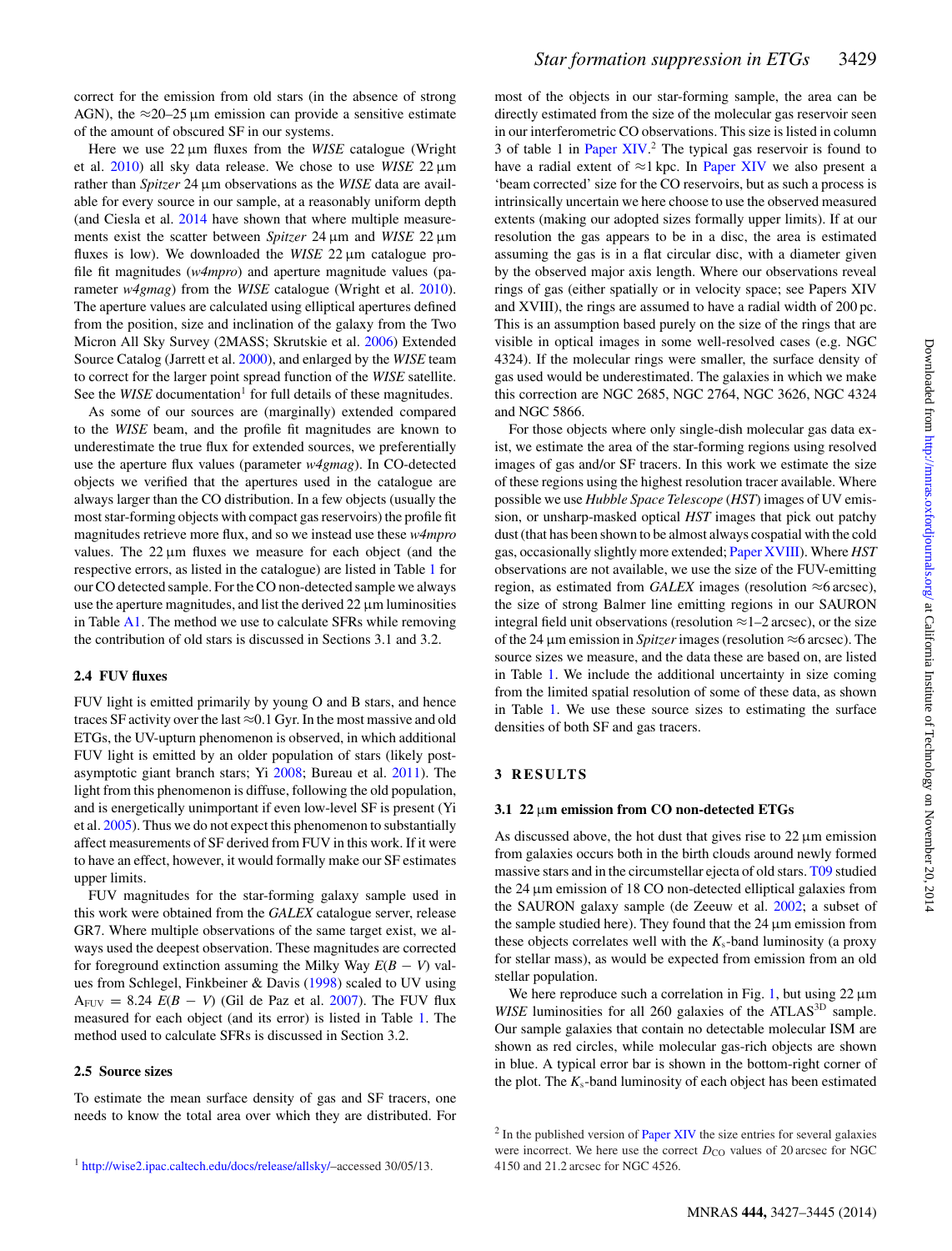correct for the emission from old stars (in the absence of strong AGN), the ≈20–25 μm emission can provide a sensitive estimate of the amount of obscured SF in our systems.

Here we use 22 μm fluxes from the *WISE* catalogue (Wright et al. 2010) all sky data release. We chose to use *WISE* 22 μm rather than *Spitzer* 24 μm observations as the *WISE* data are available for every source in our sample, at a reasonably uniform depth (and Ciesla et al. 2014 have shown that where multiple measurements exist the scatter between *Spitzer* 24 μm and *WISE* 22 μm fluxes is low). We downloaded the *WISE* 22 μm catalogue profile fit magnitudes (*w4mpro*) and aperture magnitude values (parameter *w4gmag*) from the *WISE* catalogue (Wright et al. 2010). The aperture values are calculated using elliptical apertures defined from the position, size and inclination of the galaxy from the Two Micron All Sky Survey (2MASS; Skrutskie et al. 2006) Extended Source Catalog (Jarrett et al. 2000), and enlarged by the *WISE* team to correct for the larger point spread function of the *WISE* satellite. See the *WISE* documentation[1] for full details of these magnitudes.

As some of our sources are (marginally) extended compared to the *WISE* beam, and the profile fit magnitudes are known to underestimate the true flux for extended sources, we preferentially use the aperture flux values (parameter *w4gmag*). In CO-detected objects we verified that the apertures used in the catalogue are always larger than the CO distribution. In a few objects (usually the most star-forming objects with compact gas reservoirs) the profile fit magnitudes retrieve more flux, and so we instead use these *w4mpro* values. The 22 μm fluxes we measure for each object (and the respective errors, as listed in the catalogue) are listed in Table 1 for our CO detected sample. For the CO non-detected sample we always use the aperture magnitudes, and list the derived 22 μm luminosities in Table A1. The method we use to calculate SFRs while removing the contribution of old stars is discussed in Sections 3.1 and 3.2.

### 2.4 FUV fluxes

FUV light is emitted primarily by young O and B stars, and hence traces SF activity over the last ≈0.1 Gyr. In the most massive and old ETGs, the UV-upturn phenomenon is observed, in which additional FUV light is emitted by an older population of stars (likely post-asymptotic giant branch stars; Yi 2008; Bureau et al. 2011). The light from this phenomenon is diffuse, following the old population, and is energetically unimportant if even low-level SF is present (Yi et al. 2005). Thus we do not expect this phenomenon to substantially affect measurements of SF derived from FUV in this work. If it were to have an effect, however, it would formally make our SF estimates upper limits.

FUV magnitudes for the star-forming galaxy sample used in this work were obtained from the *GALEX* catalogue server, release GR7. Where multiple observations of the same target exist, we always used the deepest observation. These magnitudes are corrected for foreground extinction assuming the Milky Way $E(B-V)$ values from Schlegel, Finkbeiner & Davis (1998) scaled to UV using $A_{\rm FUV} = 8.24\,E(B-V)$ (Gil de Paz et al. 2007). The FUV flux measured for each object (and its error) is listed in Table 1. The method used to calculate SFRs is discussed in Section 3.2.

### 2.5 Source sizes

To estimate the mean surface density of gas and SF tracers, one needs to know the total area over which they are distributed. For most of the objects in our star-forming sample, the area can be directly estimated from the size of the molecular gas reservoir seen in our interferometric CO observations. This size is listed in column 3 of table 1 in Paper XIV.[2] The typical gas reservoir is found to have a radial extent of ≈1 kpc. In Paper XIV we also present a 'beam corrected' size for the CO reservoirs, but as such a process is intrinsically uncertain we here choose to use the observed measured extents (making our adopted sizes formally upper limits). If at our resolution the gas appears to be in a disc, the area is estimated assuming the gas is in a flat circular disc, with a diameter given by the observed major axis length. Where our observations reveal rings of gas (either spatially or in velocity space; see Papers XIV and XVIII), the rings are assumed to have a radial width of 200 pc. This is an assumption based purely on the size of the rings that are visible in optical images in some well-resolved cases (e.g. NGC 4324). If the molecular rings were smaller, the surface density of gas used would be underestimated. The galaxies in which we make this correction are NGC 2685, NGC 2764, NGC 3626, NGC 4324 and NGC 5866.

For those objects where only single-dish molecular gas data exist, we estimate the area of the star-forming regions using resolved images of gas and/or SF tracers. In this work we estimate the size of these regions using the highest resolution tracer available. Where possible we use *Hubble Space Telescope* (*HST*) images of UV emission, or unsharp-masked optical *HST* images that pick out patchy dust (that has been shown to be almost always cospatial with the cold gas, occasionally slightly more extended; Paper XVIII). Where *HST* observations are not available, we use the size of the FUV-emitting region, as estimated from *GALEX* images (resolution ≈6 arcsec), the size of strong Balmer line emitting regions in our SAURON integral field unit observations (resolution ≈1–2 arcsec), or the size of the 24 μm emission in *Spitzer* images (resolution ≈6 arcsec). The source sizes we measure, and the data these are based on, are listed in Table 1. We include the additional uncertainty in size coming from the limited spatial resolution of some of these data, as shown in Table 1. We use these source sizes to estimating the surface densities of both SF and gas tracers.

## 3 RESULTS

### 3.1 22 μm emission from CO non-detected ETGs

As discussed above, the hot dust that gives rise to 22 μm emission from galaxies occurs both in the birth clouds around newly formed massive stars and in the circumstellar ejecta of old stars. T09 studied the 24 μm emission of 18 CO non-detected elliptical galaxies from the SAURON galaxy sample (de Zeeuw et al. 2002; a subset of the sample studied here). They found that the 24 μm emission from these objects correlates well with the $K_s$-band luminosity (a proxy for stellar mass), as would be expected from emission from an old stellar population.

We here reproduce such a correlation in Fig. 1, but using 22 μm *WISE* luminosities for all 260 galaxies of the ATLAS$^{\rm 3D}$ sample. Our sample galaxies that contain no detectable molecular ISM are shown as red circles, while molecular gas-rich objects are shown in blue. A typical error bar is shown in the bottom-right corner of the plot. The $K_s$-band luminosity of each object has been estimated

[1] http://wise2.ipac.caltech.edu/docs/release/allsky/–accessed 30/05/13.

[2] In the published version of Paper XIV the size entries for several galaxies were incorrect. We here use the correct $D_{\rm CO}$ values of 20 arcsec for NGC 4150 and 21.2 arcsec for NGC 4526.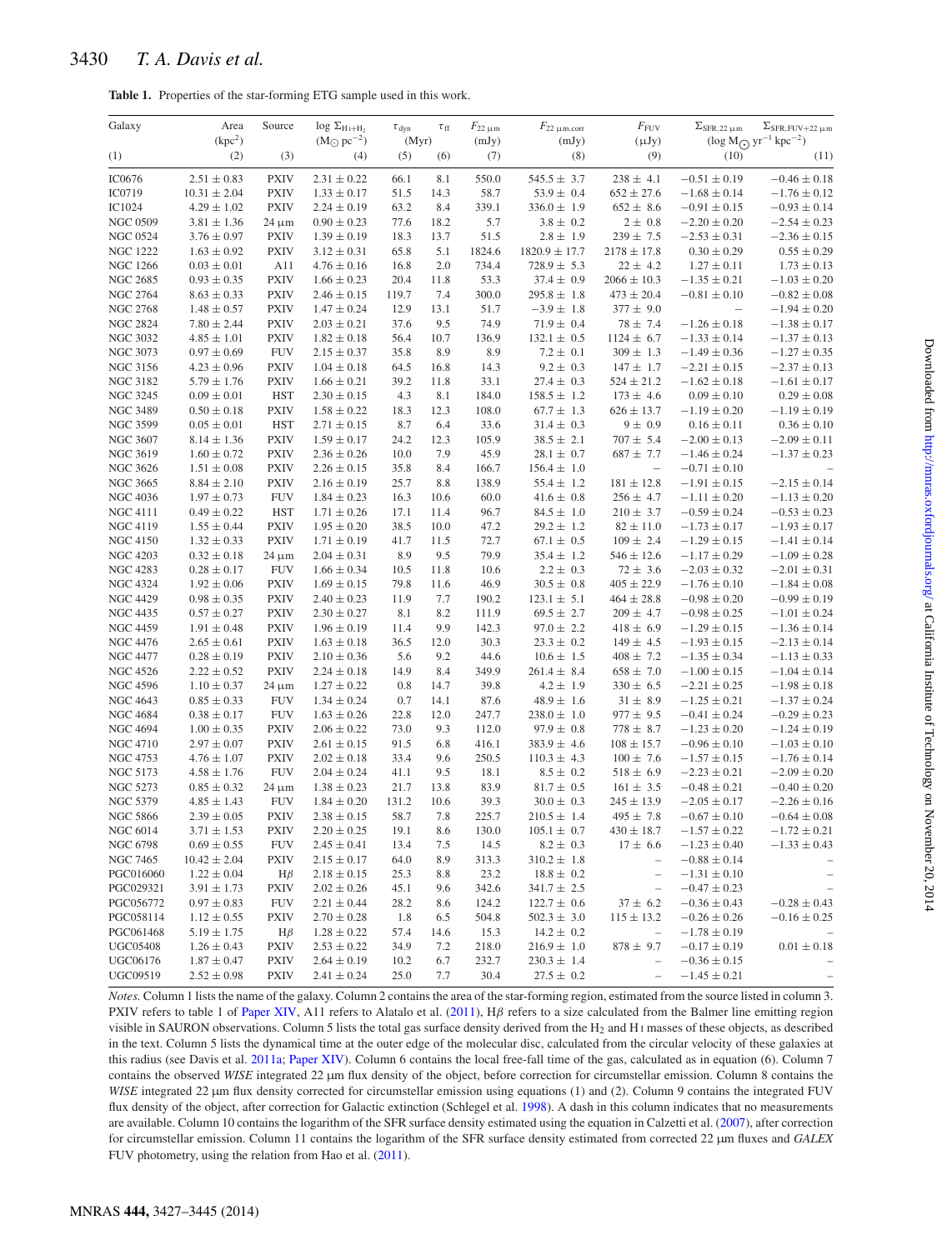**Table 1.** Properties of the star-forming ETG sample used in this work.

| Galaxy | Area (kpc$^2$) | Source | $\log \Sigma_{\rm H\,I+H_2}$ ($M_\odot$ pc$^{-2}$) | $\tau_{\rm dyn}$ (Myr) | $\tau_{\rm ff}$ | $F_{22\,\mu\rm m}$ (mJy) | $F_{22\,\mu\rm m,corr}$ (mJy) | $F_{\rm FUV}$ ($\mu$Jy) | $\Sigma_{\rm SFR,22\,\mu m}$ (log $M_\odot$ yr$^{-1}$ kpc$^{-2}$) | $\Sigma_{\rm SFR,FUV+22\,\mu m}$ |
|---|---|---|---|---|---|---|---|---|---|---|
| (1) | (2) | (3) | (4) | (5) | (6) | (7) | (8) | (9) | (10) | (11) |
| IC0676 | 2.51 ± 0.83 | PXIV | 2.31 ± 0.22 | 66.1 | 8.1 | 550.0 | 545.5 ± 3.7 | 238 ± 4.1 | −0.51 ± 0.19 | −0.46 ± 0.18 |
| IC0719 | 10.31 ± 2.04 | PXIV | 1.33 ± 0.17 | 51.5 | 14.3 | 58.7 | 53.9 ± 0.4 | 652 ± 27.6 | −1.68 ± 0.14 | −1.76 ± 0.12 |
| IC1024 | 4.29 ± 1.02 | PXIV | 2.24 ± 0.19 | 63.2 | 8.4 | 339.1 | 336.0 ± 1.9 | 652 ± 8.6 | −0.91 ± 0.15 | −0.93 ± 0.14 |
| NGC 0509 | 3.81 ± 1.36 | 24 μm | 0.90 ± 0.23 | 77.6 | 18.2 | 5.7 | 3.8 ± 0.2 | 2 ± 0.8 | −2.20 ± 0.20 | −2.54 ± 0.23 |
| NGC 0524 | 3.76 ± 0.97 | PXIV | 1.39 ± 0.19 | 18.3 | 13.7 | 51.5 | 2.8 ± 1.9 | 239 ± 7.5 | −2.53 ± 0.31 | −2.36 ± 0.15 |
| NGC 1222 | 1.63 ± 0.92 | PXIV | 3.12 ± 0.31 | 65.8 | 5.1 | 1824.6 | 1820.9 ± 17.7 | 2178 ± 17.8 | 0.30 ± 0.29 | 0.55 ± 0.29 |
| NGC 1266 | 0.03 ± 0.01 | A11 | 4.76 ± 0.16 | 16.8 | 2.0 | 734.4 | 728.9 ± 5.3 | 22 ± 4.2 | 1.27 ± 0.11 | 1.73 ± 0.13 |
| NGC 2685 | 0.93 ± 0.35 | PXIV | 1.66 ± 0.23 | 20.4 | 11.8 | 53.3 | 37.4 ± 0.9 | 2066 ± 10.3 | −1.35 ± 0.21 | −1.03 ± 0.20 |
| NGC 2764 | 8.63 ± 0.33 | PXIV | 2.46 ± 0.15 | 119.7 | 7.4 | 300.0 | 295.8 ± 1.8 | 473 ± 20.4 | −0.81 ± 0.10 | −0.82 ± 0.08 |
| NGC 2768 | 1.48 ± 0.57 | PXIV | 1.47 ± 0.24 | 12.9 | 13.1 | 51.7 | −3.9 ± 1.8 | 377 ± 9.0 | – | −1.94 ± 0.20 |
| NGC 2824 | 7.80 ± 2.44 | PXIV | 2.03 ± 0.21 | 37.6 | 9.5 | 74.9 | 71.9 ± 0.4 | 78 ± 7.4 | −1.26 ± 0.18 | −1.38 ± 0.17 |
| NGC 3032 | 4.85 ± 1.01 | PXIV | 1.82 ± 0.18 | 56.4 | 10.7 | 136.9 | 132.1 ± 0.5 | 1124 ± 6.7 | −1.33 ± 0.14 | −1.37 ± 0.13 |
| NGC 3073 | 0.97 ± 0.69 | FUV | 2.15 ± 0.37 | 35.8 | 8.9 | 8.9 | 7.2 ± 0.1 | 309 ± 1.3 | −1.49 ± 0.36 | −1.27 ± 0.35 |
| NGC 3156 | 4.23 ± 0.96 | PXIV | 1.04 ± 0.18 | 64.5 | 16.8 | 14.3 | 9.2 ± 0.3 | 147 ± 1.7 | −2.21 ± 0.15 | −2.37 ± 0.13 |
| NGC 3182 | 5.79 ± 1.76 | PXIV | 1.66 ± 0.21 | 39.2 | 11.8 | 33.1 | 27.4 ± 0.3 | 524 ± 21.2 | −1.62 ± 0.18 | −1.61 ± 0.17 |
| NGC 3245 | 0.09 ± 0.01 | HST | 2.30 ± 0.15 | 4.3 | 8.1 | 184.0 | 158.5 ± 1.2 | 173 ± 4.6 | 0.09 ± 0.10 | 0.29 ± 0.08 |
| NGC 3489 | 0.50 ± 0.18 | PXIV | 1.58 ± 0.22 | 18.3 | 12.3 | 108.0 | 67.7 ± 1.3 | 626 ± 13.7 | −1.19 ± 0.20 | −1.19 ± 0.19 |
| NGC 3599 | 0.05 ± 0.01 | HST | 2.71 ± 0.15 | 8.7 | 6.4 | 33.6 | 31.4 ± 0.3 | 9 ± 0.9 | 0.16 ± 0.11 | 0.36 ± 0.10 |
| NGC 3607 | 8.14 ± 1.36 | PXIV | 1.59 ± 0.17 | 24.2 | 12.3 | 105.9 | 38.5 ± 2.1 | 707 ± 5.4 | −2.00 ± 0.13 | −2.09 ± 0.11 |
| NGC 3619 | 1.60 ± 0.72 | PXIV | 2.36 ± 0.26 | 10.0 | 7.9 | 45.9 | 28.1 ± 0.7 | 687 ± 7.7 | −1.46 ± 0.24 | −1.37 ± 0.23 |
| NGC 3626 | 1.51 ± 0.08 | PXIV | 2.26 ± 0.15 | 35.8 | 8.4 | 166.7 | 156.4 ± 1.0 | – | −0.71 ± 0.10 | – |
| NGC 3665 | 8.84 ± 2.10 | PXIV | 2.16 ± 0.19 | 25.7 | 8.8 | 138.9 | 55.4 ± 1.2 | 181 ± 12.8 | −1.91 ± 0.15 | −2.15 ± 0.14 |
| NGC 4036 | 1.97 ± 0.73 | FUV | 1.84 ± 0.23 | 16.3 | 10.6 | 60.0 | 41.6 ± 0.8 | 256 ± 4.7 | −1.11 ± 0.20 | −1.13 ± 0.20 |
| NGC 4111 | 0.49 ± 0.22 | HST | 1.71 ± 0.26 | 17.1 | 11.4 | 96.7 | 84.5 ± 1.0 | 210 ± 3.7 | −0.59 ± 0.24 | −0.53 ± 0.23 |
| NGC 4119 | 1.55 ± 0.44 | PXIV | 1.95 ± 0.20 | 38.5 | 10.0 | 47.2 | 29.2 ± 1.2 | 82 ± 11.0 | −1.73 ± 0.17 | −1.93 ± 0.17 |
| NGC 4150 | 1.32 ± 0.33 | PXIV | 1.71 ± 0.19 | 41.7 | 11.5 | 72.7 | 67.1 ± 0.5 | 109 ± 2.4 | −1.29 ± 0.15 | −1.41 ± 0.14 |
| NGC 4203 | 0.32 ± 0.18 | 24 μm | 2.04 ± 0.31 | 8.9 | 9.5 | 79.9 | 35.4 ± 1.2 | 546 ± 12.6 | −1.17 ± 0.29 | −1.09 ± 0.28 |
| NGC 4283 | 0.28 ± 0.17 | FUV | 1.66 ± 0.34 | 10.5 | 11.8 | 10.6 | 2.2 ± 0.3 | 72 ± 3.6 | −2.03 ± 0.32 | −2.01 ± 0.31 |
| NGC 4324 | 1.92 ± 0.06 | PXIV | 1.69 ± 0.15 | 79.8 | 11.6 | 46.9 | 30.5 ± 0.8 | 405 ± 22.9 | −1.76 ± 0.10 | −1.84 ± 0.08 |
| NGC 4429 | 0.98 ± 0.35 | PXIV | 2.40 ± 0.23 | 11.9 | 7.7 | 190.2 | 123.1 ± 5.1 | 464 ± 28.8 | −0.98 ± 0.20 | −0.99 ± 0.19 |
| NGC 4435 | 0.57 ± 0.27 | PXIV | 2.30 ± 0.27 | 8.1 | 8.2 | 111.9 | 69.5 ± 2.7 | 209 ± 4.7 | −0.98 ± 0.25 | −1.01 ± 0.24 |
| NGC 4459 | 1.91 ± 0.48 | PXIV | 1.96 ± 0.19 | 11.4 | 9.9 | 142.3 | 97.0 ± 2.2 | 418 ± 6.9 | −1.29 ± 0.15 | −1.36 ± 0.14 |
| NGC 4476 | 2.65 ± 0.61 | PXIV | 1.63 ± 0.18 | 36.5 | 12.0 | 30.3 | 23.3 ± 0.2 | 149 ± 4.5 | −1.93 ± 0.15 | −2.13 ± 0.14 |
| NGC 4477 | 0.28 ± 0.19 | PXIV | 2.10 ± 0.36 | 5.6 | 9.2 | 44.6 | 10.6 ± 1.5 | 408 ± 7.2 | −1.35 ± 0.34 | −1.13 ± 0.33 |
| NGC 4526 | 2.22 ± 0.52 | PXIV | 2.24 ± 0.18 | 14.9 | 8.4 | 349.9 | 261.4 ± 8.4 | 658 ± 7.0 | −1.00 ± 0.15 | −1.04 ± 0.14 |
| NGC 4596 | 1.10 ± 0.37 | 24 μm | 1.27 ± 0.22 | 0.8 | 14.7 | 39.8 | 4.2 ± 1.9 | 330 ± 6.5 | −2.21 ± 0.25 | −1.98 ± 0.18 |
| NGC 4643 | 0.85 ± 0.33 | FUV | 1.34 ± 0.24 | 0.7 | 14.1 | 87.6 | 48.9 ± 1.6 | 31 ± 8.9 | −1.25 ± 0.21 | −1.37 ± 0.24 |
| NGC 4684 | 0.38 ± 0.17 | FUV | 1.63 ± 0.26 | 22.8 | 12.0 | 247.7 | 238.0 ± 1.0 | 977 ± 9.5 | −0.41 ± 0.24 | −0.29 ± 0.23 |
| NGC 4694 | 1.00 ± 0.35 | PXIV | 2.06 ± 0.22 | 73.0 | 9.3 | 112.0 | 97.9 ± 0.8 | 778 ± 8.7 | −1.23 ± 0.20 | −1.24 ± 0.19 |
| NGC 4710 | 2.97 ± 0.07 | PXIV | 2.61 ± 0.15 | 91.5 | 6.8 | 416.1 | 383.9 ± 4.6 | 108 ± 15.7 | −0.96 ± 0.10 | −1.03 ± 0.10 |
| NGC 4753 | 4.76 ± 1.07 | PXIV | 2.02 ± 0.18 | 33.4 | 9.6 | 250.5 | 110.3 ± 4.3 | 100 ± 7.6 | −1.57 ± 0.15 | −1.76 ± 0.14 |
| NGC 5173 | 4.58 ± 1.76 | FUV | 2.04 ± 0.24 | 41.1 | 9.5 | 18.1 | 8.5 ± 0.2 | 518 ± 6.9 | −2.23 ± 0.21 | −2.09 ± 0.20 |
| NGC 5273 | 0.85 ± 0.32 | 24 μm | 1.38 ± 0.23 | 21.7 | 13.8 | 83.9 | 81.7 ± 0.5 | 161 ± 3.5 | −0.48 ± 0.21 | −0.40 ± 0.20 |
| NGC 5379 | 4.85 ± 1.43 | FUV | 1.84 ± 0.20 | 131.2 | 10.6 | 39.3 | 30.0 ± 0.3 | 245 ± 13.9 | −2.05 ± 0.17 | −2.26 ± 0.16 |
| NGC 5866 | 2.39 ± 0.05 | PXIV | 2.38 ± 0.15 | 58.7 | 7.8 | 225.7 | 210.5 ± 1.4 | 495 ± 7.8 | −0.67 ± 0.10 | −0.64 ± 0.08 |
| NGC 6014 | 3.71 ± 1.53 | PXIV | 2.20 ± 0.25 | 19.1 | 8.6 | 130.0 | 105.1 ± 0.7 | 430 ± 18.7 | −1.57 ± 0.22 | −1.72 ± 0.21 |
| NGC 6798 | 0.69 ± 0.55 | FUV | 2.45 ± 0.41 | 13.4 | 7.5 | 14.5 | 8.2 ± 0.3 | 17 ± 6.6 | −1.23 ± 0.40 | −1.33 ± 0.43 |
| NGC 7465 | 10.42 ± 2.04 | PXIV | 2.15 ± 0.17 | 64.0 | 8.9 | 313.3 | 310.2 ± 1.8 | – | −0.88 ± 0.14 | – |
| PGC016060 | 1.22 ± 0.04 | Hβ | 2.18 ± 0.15 | 25.3 | 8.8 | 23.2 | 18.8 ± 0.2 | – | −1.31 ± 0.10 | – |
| PGC029321 | 3.91 ± 1.73 | PXIV | 2.02 ± 0.26 | 45.1 | 9.6 | 342.6 | 341.7 ± 2.5 | – | −0.47 ± 0.23 | – |
| PGC056772 | 0.97 ± 0.83 | FUV | 2.21 ± 0.44 | 28.2 | 8.6 | 124.2 | 122.7 ± 0.6 | 37 ± 6.2 | −0.36 ± 0.43 | −0.28 ± 0.43 |
| PGC058114 | 1.12 ± 0.55 | PXIV | 2.70 ± 0.28 | 1.8 | 6.5 | 504.8 | 502.3 ± 3.0 | 115 ± 13.2 | −0.26 ± 0.26 | −0.16 ± 0.25 |
| PGC061468 | 5.19 ± 1.75 | Hβ | 1.28 ± 0.22 | 57.4 | 14.6 | 15.3 | 14.2 ± 0.2 | – | −1.78 ± 0.19 | – |
| UGC05408 | 1.26 ± 0.43 | PXIV | 2.53 ± 0.22 | 34.9 | 7.2 | 218.0 | 216.9 ± 1.0 | 878 ± 9.7 | −0.17 ± 0.19 | 0.01 ± 0.18 |
| UGC06176 | 1.87 ± 0.47 | PXIV | 2.64 ± 0.19 | 10.2 | 6.7 | 232.7 | 230.3 ± 1.4 | – | −0.36 ± 0.15 | – |
| UGC09519 | 2.52 ± 0.98 | PXIV | 2.41 ± 0.24 | 25.0 | 7.7 | 30.4 | 27.5 ± 0.2 | – | −1.45 ± 0.21 | – |

*Notes.* Column 1 lists the name of the galaxy. Column 2 contains the area of the star-forming region, estimated from the source listed in column 3. PXIV refers to table 1 of Paper XIV, A11 refers to Alatalo et al. (2011), Hβ refers to a size calculated from the Balmer line emitting region visible in SAURON observations. Column 5 lists the total gas surface density derived from the $H_2$ and H I masses of these objects, as described in the text. Column 5 lists the dynamical time at the outer edge of the molecular disc, calculated from the circular velocity of these galaxies at this radius (see Davis et al. 2011a; Paper XIV). Column 6 contains the local free-fall time of the gas, calculated as in equation (6). Column 7 contains the observed *WISE* integrated 22 μm flux density of the object, before correction for circumstellar emission. Column 8 contains the *WISE* integrated 22 μm flux density corrected for circumstellar emission using equations (1) and (2). Column 9 contains the integrated FUV flux density of the object, after correction for Galactic extinction (Schlegel et al. 1998). A dash in this column indicates that no measurements are available. Column 10 contains the logarithm of the SFR surface density estimated using the equation in Calzetti et al. (2007), after correction for circumstellar emission. Column 11 contains the logarithm of the SFR surface density estimated from corrected 22 μm fluxes and *GALEX* FUV photometry, using the relation from Hao et al. (2011).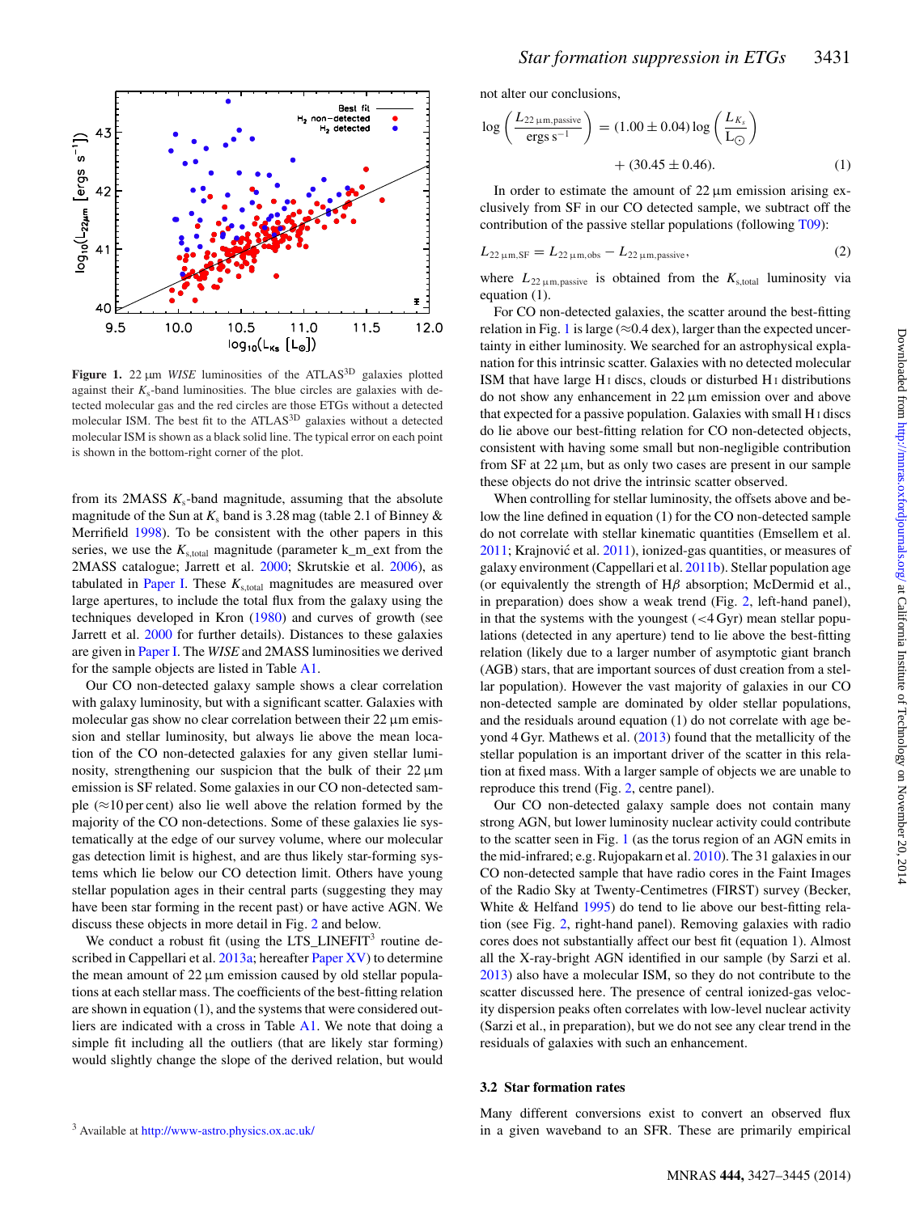**Figure 1.** 22 μm *WISE* luminosities of the ATLAS[3D] galaxies plotted against their $K_s$-band luminosities. The blue circles are galaxies with detected molecular gas and the red circles are those ETGs without a detected molecular ISM. The best fit to the ATLAS[3D] galaxies without a detected molecular ISM is shown as a black solid line. The typical error on each point is shown in the bottom-right corner of the plot.

from its 2MASS $K_s$-band magnitude, assuming that the absolute magnitude of the Sun at $K_s$ band is 3.28 mag (table 2.1 of Binney & Merrifield 1998). To be consistent with the other papers in this series, we use the $K_{s,\rm total}$ magnitude (parameter k_m_ext from the 2MASS catalogue; Jarrett et al. 2000; Skrutskie et al. 2006), as tabulated in Paper I. These $K_{s,\rm total}$ magnitudes are measured over large apertures, to include the total flux from the galaxy using the techniques developed in Kron (1980) and curves of growth (see Jarrett et al. 2000 for further details). Distances to these galaxies are given in Paper I. The *WISE* and 2MASS luminosities we derived for the sample objects are listed in Table A1.

Our CO non-detected galaxy sample shows a clear correlation with galaxy luminosity, but with a significant scatter. Galaxies with molecular gas show no clear correlation between their 22 μm emission and stellar luminosity, but always lie above the mean location of the CO non-detected galaxies for any given stellar luminosity, strengthening our suspicion that the bulk of their 22 μm emission is SF related. Some galaxies in our CO non-detected sample (≈10 per cent) also lie well above the relation formed by the majority of the CO non-detections. Some of these galaxies lie systematically at the edge of our survey volume, where our molecular gas detection limit is highest, and are thus likely star-forming systems which lie below our CO detection limit. Others have young stellar population ages in their central parts (suggesting they may have been star forming in the recent past) or have active AGN. We discuss these objects in more detail in Fig. 2 and below.

We conduct a robust fit (using the LTS_LINEFIT[3] routine described in Cappellari et al. 2013a; hereafter Paper XV) to determine the mean amount of 22 μm emission caused by old stellar populations at each stellar mass. The coefficients of the best-fitting relation are shown in equation (1), and the systems that were considered outliers are indicated with a cross in Table A1. We note that doing a simple fit including all the outliers (that are likely star forming) would slightly change the slope of the derived relation, but would not alter our conclusions,

$$\log\left(\frac{L_{22\,\mu\rm m,passive}}{\rm ergs\ s^{-1}}\right) = (1.00 \pm 0.04)\log\left(\frac{L_{K_s}}{\rm L_{\odot}}\right) + (30.45 \pm 0.46). \tag{1}$$

In order to estimate the amount of 22 μm emission arising exclusively from SF in our CO detected sample, we subtract off the contribution of the passive stellar populations (following T09):

$$L_{22\,\mu\rm m,SF} = L_{22\,\mu\rm m,obs} - L_{22\,\mu\rm m,passive}, \tag{2}$$

where $L_{22\,\mu\rm m,passive}$ is obtained from the $K_{s,\rm total}$ luminosity via equation (1).

For CO non-detected galaxies, the scatter around the best-fitting relation in Fig. 1 is large (≈0.4 dex), larger than the expected uncertainty in either luminosity. We searched for an astrophysical explanation for this intrinsic scatter. Galaxies with no detected molecular ISM that have large H I discs, clouds or disturbed H I distributions do not show any enhancement in 22 μm emission over and above that expected for a passive population. Galaxies with small H I discs do lie above our best-fitting relation for CO non-detected objects, consistent with having some small but non-negligible contribution from SF at 22 μm, but as only two cases are present in our sample these objects do not drive the intrinsic scatter observed.

When controlling for stellar luminosity, the offsets above and below the line defined in equation (1) for the CO non-detected sample do not correlate with stellar kinematic quantities (Emsellem et al. 2011; Krajnović et al. 2011), ionized-gas quantities, or measures of galaxy environment (Cappellari et al. 2011b). Stellar population age (or equivalently the strength of H$\beta$ absorption; McDermid et al., in preparation) does show a weak trend (Fig. 2, left-hand panel), in that the systems with the youngest (<4 Gyr) mean stellar populations (detected in any aperture) tend to lie above the best-fitting relation (likely due to a larger number of asymptotic giant branch (AGB) stars, that are important sources of dust creation from a stellar population). However the vast majority of galaxies in our CO non-detected sample are dominated by older stellar populations, and the residuals around equation (1) do not correlate with age beyond 4 Gyr. Mathews et al. (2013) found that the metallicity of the stellar population is an important driver of the scatter in this relation at fixed mass. With a larger sample of objects we are unable to reproduce this trend (Fig. 2, centre panel).

Our CO non-detected galaxy sample does not contain many strong AGN, but lower luminosity nuclear activity could contribute to the scatter seen in Fig. 1 (as the torus region of an AGN emits in the mid-infrared; e.g. Rujopakarn et al. 2010). The 31 galaxies in our CO non-detected sample that have radio cores in the Faint Images of the Radio Sky at Twenty-Centimetres (FIRST) survey (Becker, White & Helfand 1995) do tend to lie above our best-fitting relation (see Fig. 2, right-hand panel). Removing galaxies with radio cores does not substantially affect our best fit (equation 1). Almost all the X-ray-bright AGN identified in our sample (by Sarzi et al. 2013) also have a molecular ISM, so they do not contribute to the scatter discussed here. The presence of central ionized-gas velocity dispersion peaks often correlates with low-level nuclear activity (Sarzi et al., in preparation), but we do not see any clear trend in the residuals of galaxies with such an enhancement.

### 3.2 Star formation rates

Many different conversions exist to convert an observed flux in a given waveband to an SFR. These are primarily empirical

[3] Available at http://www-astro.physics.ox.ac.uk/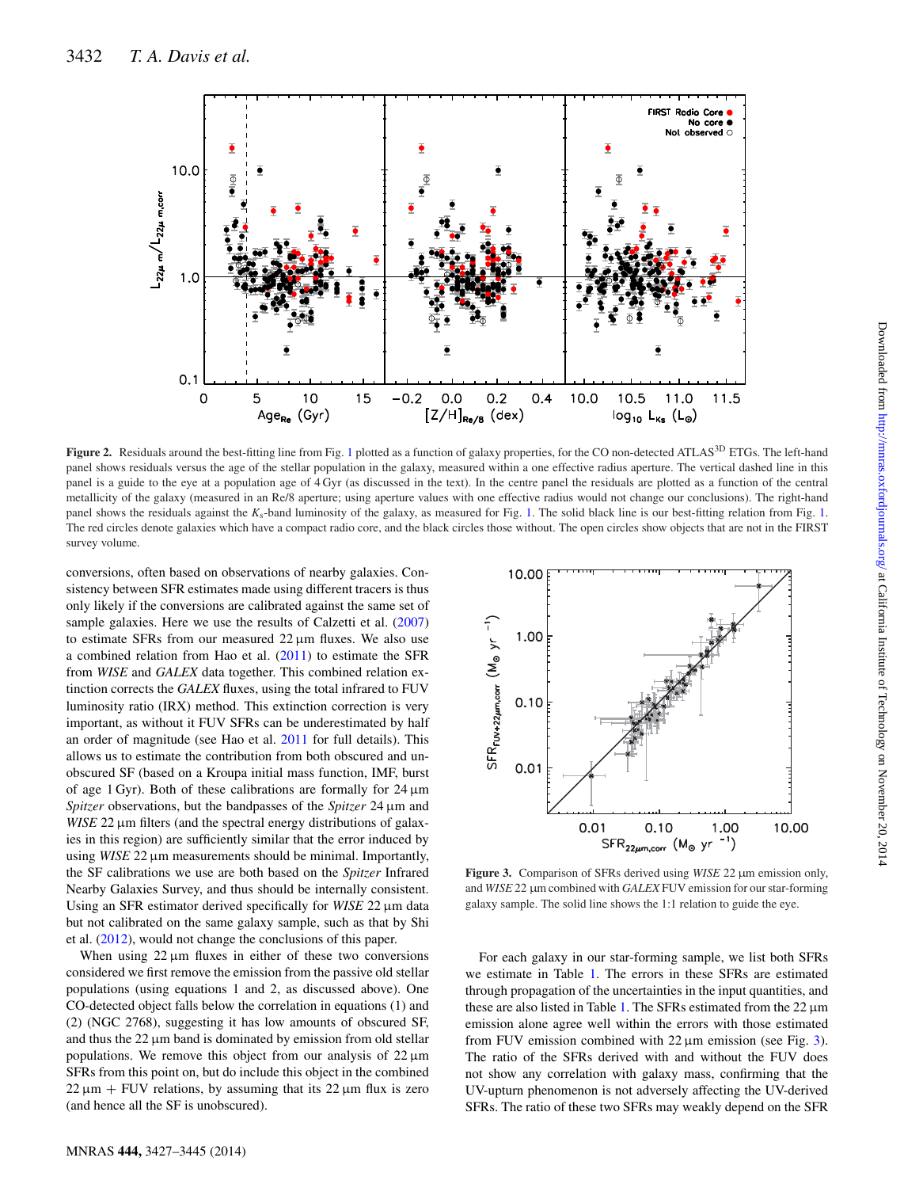**Figure 2.** Residuals around the best-fitting line from Fig. 1 plotted as a function of galaxy properties, for the CO non-detected ATLAS[3D] ETGs. The left-hand panel shows residuals versus the age of the stellar population in the galaxy, measured within a one effective radius aperture. The vertical dashed line in this panel is a guide to the eye at a population age of 4 Gyr (as discussed in the text). In the centre panel the residuals are plotted as a function of the central metallicity of the galaxy (measured in an Re/8 aperture; using aperture values with one effective radius would not change our conclusions). The right-hand panel shows the residuals against the $K_s$-band luminosity of the galaxy, as measured for Fig. 1. The solid black line is our best-fitting relation from Fig. 1. The red circles denote galaxies which have a compact radio core, and the black circles those without. The open circles show objects that are not in the FIRST survey volume.

conversions, often based on observations of nearby galaxies. Consistency between SFR estimates made using different tracers is thus only likely if the conversions are calibrated against the same set of sample galaxies. Here we use the results of Calzetti et al. (2007) to estimate SFRs from our measured 22 µm fluxes. We also use a combined relation from Hao et al. (2011) to estimate the SFR from *WISE* and *GALEX* data together. This combined relation extinction corrects the *GALEX* fluxes, using the total infrared to FUV luminosity ratio (IRX) method. This extinction correction is very important, as without it FUV SFRs can be underestimated by half an order of magnitude (see Hao et al. 2011 for full details). This allows us to estimate the contribution from both obscured and unobscured SF (based on a Kroupa initial mass function, IMF, burst of age 1 Gyr). Both of these calibrations are formally for 24 µm *Spitzer* observations, but the bandpasses of the *Spitzer* 24 µm and *WISE* 22 µm filters (and the spectral energy distributions of galaxies in this region) are sufficiently similar that the error induced by using *WISE* 22 µm measurements should be minimal. Importantly, the SF calibrations we use are both based on the *Spitzer* Infrared Nearby Galaxies Survey, and thus should be internally consistent. Using an SFR estimator derived specifically for *WISE* 22 µm data but not calibrated on the same galaxy sample, such as that by Shi et al. (2012), would not change the conclusions of this paper.

When using 22 µm fluxes in either of these two conversions considered we first remove the emission from the passive old stellar populations (using equations 1 and 2, as discussed above). One CO-detected object falls below the correlation in equations (1) and (2) (NGC 2768), suggesting it has low amounts of obscured SF, and thus the 22 µm band is dominated by emission from old stellar populations. We remove this object from our analysis of 22 µm SFRs from this point on, but do include this object in the combined 22 µm + FUV relations, by assuming that its 22 µm flux is zero (and hence all the SF is unobscured).

**Figure 3.** Comparison of SFRs derived using *WISE* 22 µm emission only, and *WISE* 22 µm combined with *GALEX* FUV emission for our star-forming galaxy sample. The solid line shows the 1:1 relation to guide the eye.

For each galaxy in our star-forming sample, we list both SFRs we estimate in Table 1. The errors in these SFRs are estimated through propagation of the uncertainties in the input quantities, and these are also listed in Table 1. The SFRs estimated from the 22 µm emission alone agree well within the errors with those estimated from FUV emission combined with 22 µm emission (see Fig. 3). The ratio of the SFRs derived with and without the FUV does not show any correlation with galaxy mass, confirming that the UV-upturn phenomenon is not adversely affecting the UV-derived SFRs. The ratio of these two SFRs may weakly depend on the SFR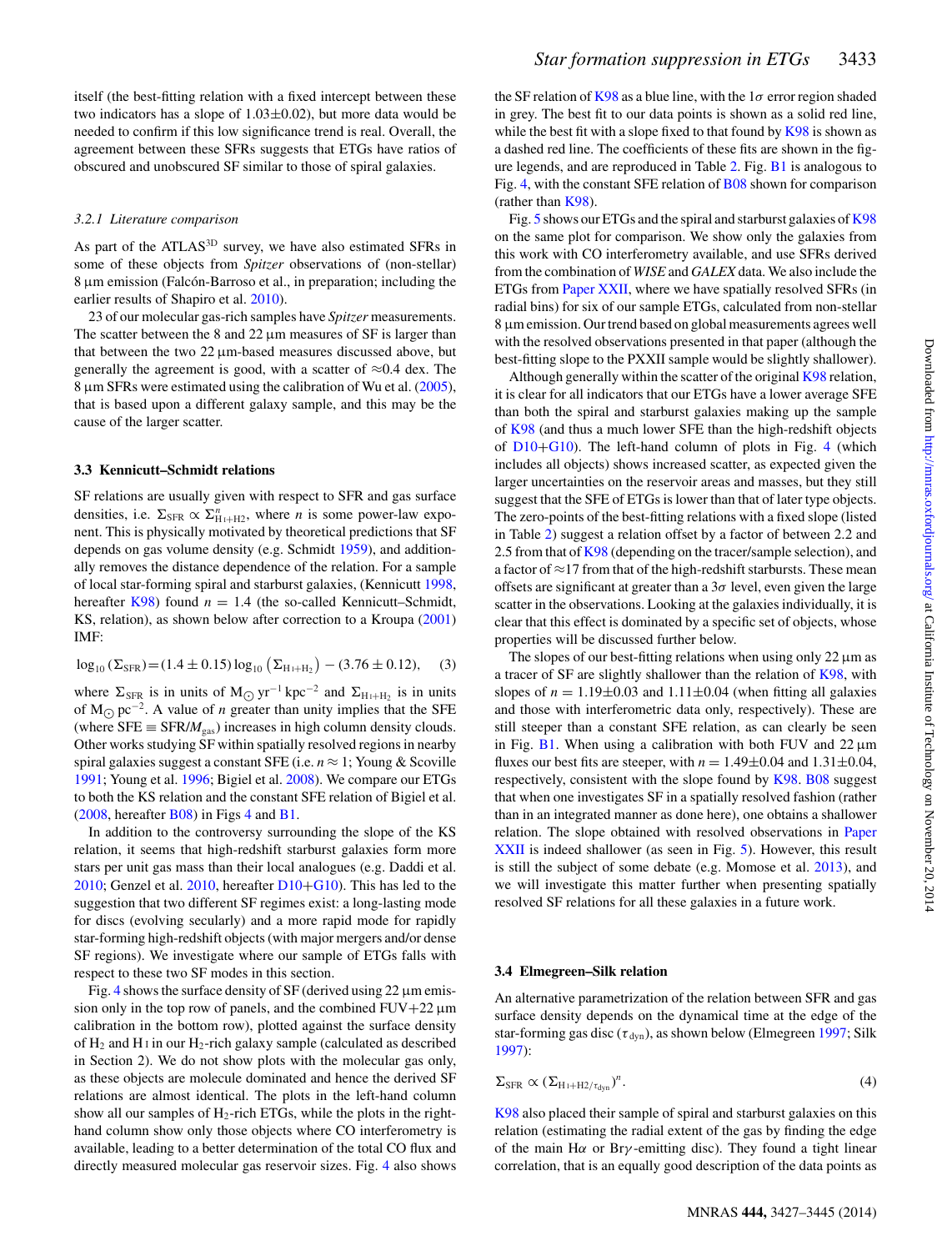itself (the best-fitting relation with a fixed intercept between these two indicators has a slope of 1.03±0.02), but more data would be needed to confirm if this low significance trend is real. Overall, the agreement between these SFRs suggests that ETGs have ratios of obscured and unobscured SF similar to those of spiral galaxies.

#### 3.2.1 Literature comparison

As part of the ATLAS[3D] survey, we have also estimated SFRs in some of these objects from *Spitzer* observations of (non-stellar) 8 μm emission (Falcón-Barroso et al., in preparation; including the earlier results of Shapiro et al. 2010).

23 of our molecular gas-rich samples have *Spitzer* measurements. The scatter between the 8 and 22 μm measures of SF is larger than that between the two 22 μm-based measures discussed above, but generally the agreement is good, with a scatter of ≈0.4 dex. The 8 μm SFRs were estimated using the calibration of Wu et al. (2005), that is based upon a different galaxy sample, and this may be the cause of the larger scatter.

### 3.3 Kennicutt–Schmidt relations

SF relations are usually given with respect to SFR and gas surface densities, i.e. $\Sigma_{\rm SFR} \propto \Sigma^{n}_{\rm H\,I+H2}$, where $n$ is some power-law exponent. This is physically motivated by theoretical predictions that SF depends on gas volume density (e.g. Schmidt 1959), and additionally removes the distance dependence of the relation. For a sample of local star-forming spiral and starburst galaxies, (Kennicutt 1998, hereafter K98) found $n = 1.4$ (the so-called Kennicutt–Schmidt, KS, relation), as shown below after correction to a Kroupa (2001) IMF:

$$\log_{10}(\Sigma_{\rm SFR}) = (1.4 \pm 0.15) \log_{10}(\Sigma_{\rm H\,I+H_2}) - (3.76 \pm 0.12), \quad (3)$$

where $\Sigma_{\rm SFR}$ is in units of $M_\odot\,{\rm yr}^{-1}\,{\rm kpc}^{-2}$ and $\Sigma_{\rm H\,I+H_2}$ is in units of $M_\odot\,{\rm pc}^{-2}$. A value of $n$ greater than unity implies that the SFE (where SFE ≡ SFR/$M_{\rm gas}$) increases in high column density clouds. Other works studying SF within spatially resolved regions in nearby spiral galaxies suggest a constant SFE (i.e. $n \approx 1$; Young & Scoville 1991; Young et al. 1996; Bigiel et al. 2008). We compare our ETGs to both the KS relation and the constant SFE relation of Bigiel et al. (2008, hereafter B08) in Figs 4 and B1.

In addition to the controversy surrounding the slope of the KS relation, it seems that high-redshift starburst galaxies form more stars per unit gas mass than their local analogues (e.g. Daddi et al. 2010; Genzel et al. 2010, hereafter D10+G10). This has led to the suggestion that two different SF regimes exist: a long-lasting mode for discs (evolving secularly) and a more rapid mode for rapidly star-forming high-redshift objects (with major mergers and/or dense SF regions). We investigate where our sample of ETGs falls with respect to these two SF modes in this section.

Fig. 4 shows the surface density of SF (derived using 22 μm emission only in the top row of panels, and the combined FUV+22 μm calibration in the bottom row), plotted against the surface density of $H_2$ and H I in our $H_2$-rich galaxy sample (calculated as described in Section 2). We do not show plots with the molecular gas only, as these objects are molecule dominated and hence the derived SF relations are almost identical. The plots in the left-hand column show all our samples of $H_2$-rich ETGs, while the plots in the right-hand column show only those objects where CO interferometry is available, leading to a better determination of the total CO flux and directly measured molecular gas reservoir sizes. Fig. 4 also shows the SF relation of K98 as a blue line, with the 1$\sigma$ error region shaded in grey. The best fit to our data points is shown as a solid red line, while the best fit with a slope fixed to that found by K98 is shown as a dashed red line. The coefficients of these fits are shown in the figure legends, and are reproduced in Table 2. Fig. B1 is analogous to Fig. 4, with the constant SFE relation of B08 shown for comparison (rather than K98).

Fig. 5 shows our ETGs and the spiral and starburst galaxies of K98 on the same plot for comparison. We show only the galaxies from this work with CO interferometry available, and use SFRs derived from the combination of *WISE* and *GALEX* data. We also include the ETGs from Paper XXII, where we have spatially resolved SFRs (in radial bins) for six of our sample ETGs, calculated from non-stellar 8 μm emission. Our trend based on global measurements agrees well with the resolved observations presented in that paper (although the best-fitting slope to the PXXII sample would be slightly shallower).

Although generally within the scatter of the original K98 relation, it is clear for all indicators that our ETGs have a lower average SFE than both the spiral and starburst galaxies making up the sample of K98 (and thus a much lower SFE than the high-redshift objects of D10+G10). The left-hand column of plots in Fig. 4 (which includes all objects) shows increased scatter, as expected given the larger uncertainties on the reservoir areas and masses, but they still suggest that the SFE of ETGs is lower than that of later type objects. The zero-points of the best-fitting relations with a fixed slope (listed in Table 2) suggest a relation offset by a factor of between 2.2 and 2.5 from that of K98 (depending on the tracer/sample selection), and a factor of ≈17 from that of the high-redshift starbursts. These mean offsets are significant at greater than a 3$\sigma$ level, even given the large scatter in the observations. Looking at the galaxies individually, it is clear that this effect is dominated by a specific set of objects, whose properties will be discussed further below.

The slopes of our best-fitting relations when using only 22 μm as a tracer of SF are slightly shallower than the relation of K98, with slopes of $n = 1.19\pm0.03$ and $1.11\pm0.04$ (when fitting all galaxies and those with interferometric data only, respectively). These are still steeper than a constant SFE relation, as can clearly be seen in Fig. B1. When using a calibration with both FUV and 22 μm fluxes our best fits are steeper, with $n = 1.49\pm0.04$ and $1.31\pm0.04$, respectively, consistent with the slope found by K98. B08 suggest that when one investigates SF in a spatially resolved fashion (rather than in an integrated manner as done here), one obtains a shallower relation. The slope obtained with resolved observations in Paper XXII is indeed shallower (as seen in Fig. 5). However, this result is still the subject of some debate (e.g. Momose et al. 2013), and we will investigate this matter further when presenting spatially resolved SF relations for all these galaxies in a future work.

### 3.4 Elmegreen–Silk relation

An alternative parametrization of the relation between SFR and gas surface density depends on the dynamical time at the edge of the star-forming gas disc ($\tau_{\rm dyn}$), as shown below (Elmegreen 1997; Silk 1997):

$$\Sigma_{\rm SFR} \propto (\Sigma_{\rm H\,I+H2/\tau_{dyn}})^{n}. \quad (4)$$

K98 also placed their sample of spiral and starburst galaxies on this relation (estimating the radial extent of the gas by finding the edge of the main Hα or Br$\gamma$-emitting disc). They found a tight linear correlation, that is an equally good description of the data points as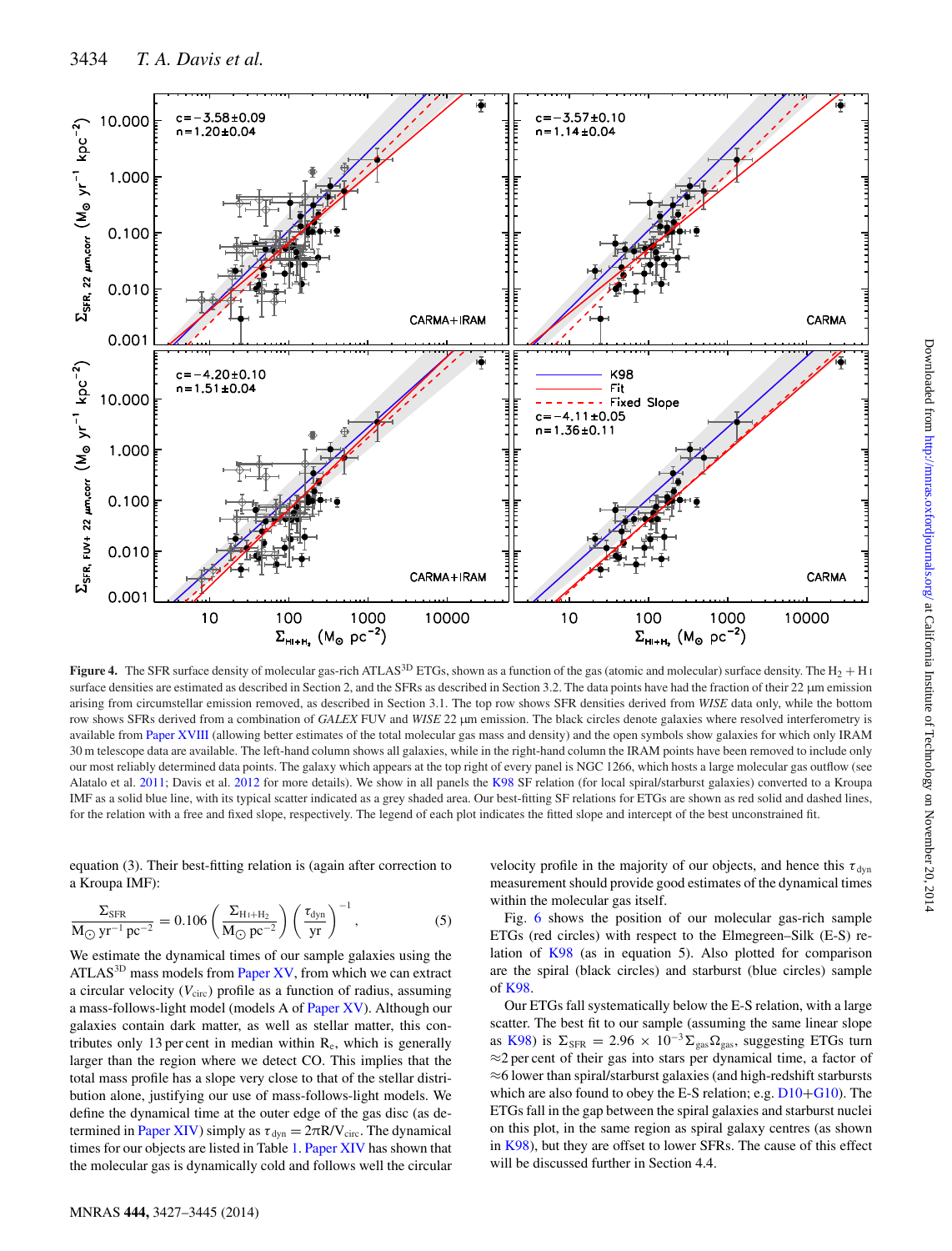**Figure 4.** The SFR surface density of molecular gas-rich ATLAS$^{3D}$ ETGs, shown as a function of the gas (atomic and molecular) surface density. The $H_2 + H\,\textsc{i}$ surface densities are estimated as described in Section 2, and the SFRs as described in Section 3.2. The data points have had the fraction of their 22 μm emission arising from circumstellar emission removed, as described in Section 3.1. The top row shows SFR densities derived from *WISE* data only, while the bottom row shows SFRs derived from a combination of *GALEX* FUV and *WISE* 22 μm emission. The black circles denote galaxies where resolved interferometry is available from Paper XVIII (allowing better estimates of the total molecular gas mass and density) and the open symbols show galaxies for which only IRAM 30 m telescope data are available. The left-hand column shows all galaxies, while in the right-hand column the IRAM points have been removed to include only our most reliably determined data points. The galaxy which appears at the top right of every panel is NGC 1266, which hosts a large molecular gas outflow (see Alatalo et al. 2011; Davis et al. 2012 for more details). We show in all panels the K98 SF relation (for local spiral/starburst galaxies) converted to a Kroupa IMF as a solid blue line, with its typical scatter indicated as a grey shaded area. Our best-fitting SF relations for ETGs are shown as red solid and dashed lines, for the relation with a free and fixed slope, respectively. The legend of each plot indicates the fitted slope and intercept of the best unconstrained fit.

equation (3). Their best-fitting relation is (again after correction to a Kroupa IMF):

$$\frac{\Sigma_{\rm SFR}}{\rm M_{\odot}\ yr^{-1}\ pc^{-2}} = 0.106 \left(\frac{\Sigma_{\rm H\,I+H_2}}{\rm M_{\odot}\ pc^{-2}}\right)\left(\frac{\tau_{\rm dyn}}{\rm yr}\right)^{-1}, \quad (5)$$

We estimate the dynamical times of our sample galaxies using the ATLAS$^{3D}$ mass models from Paper XV, from which we can extract a circular velocity ($V_{\rm circ}$) profile as a function of radius, assuming a mass-follows-light model (models A of Paper XV). Although our galaxies contain dark matter, as well as stellar matter, this contributes only 13 per cent in median within $R_e$, which is generally larger than the region where we detect CO. This implies that the total mass profile has a slope very close to that of the stellar distribution alone, justifying our use of mass-follows-light models. We define the dynamical time at the outer edge of the gas disc (as determined in Paper XIV) simply as $\tau_{\rm dyn} = 2\pi R/V_{\rm circ}$. The dynamical times for our objects are listed in Table 1. Paper XIV has shown that the molecular gas is dynamically cold and follows well the circular velocity profile in the majority of our objects, and hence this $\tau_{\rm dyn}$ measurement should provide good estimates of the dynamical times within the molecular gas itself.

Fig. 6 shows the position of our molecular gas-rich sample ETGs (red circles) with respect to the Elmegreen–Silk (E-S) relation of K98 (as in equation 5). Also plotted for comparison are the spiral (black circles) and starburst (blue circles) sample of K98.

Our ETGs fall systematically below the E-S relation, with a large scatter. The best fit to our sample (assuming the same linear slope as K98) is $\Sigma_{\rm SFR} = 2.96 \times 10^{-3}\Sigma_{\rm gas}\Omega_{\rm gas}$, suggesting ETGs turn ≈2 per cent of their gas into stars per dynamical time, a factor of ≈6 lower than spiral/starburst galaxies (and high-redshift starbursts which are also found to obey the E-S relation; e.g. D10+G10). The ETGs fall in the gap between the spiral galaxies and starburst nuclei on this plot, in the same region as spiral galaxy centres (as shown in K98), but they are offset to lower SFRs. The cause of this effect will be discussed further in Section 4.4.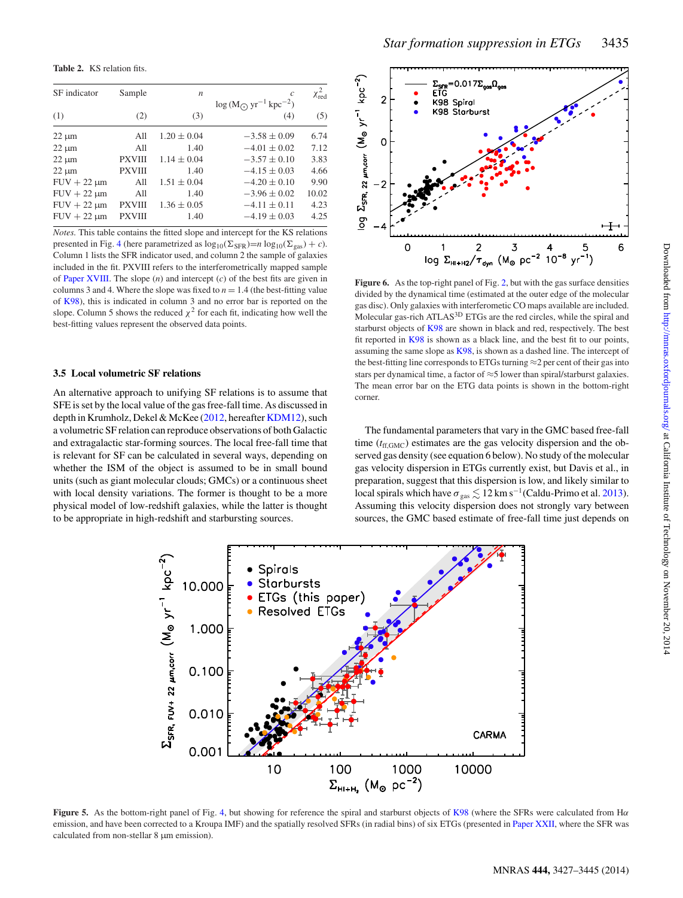**Table 2.** KS relation fits.

| SF indicator | Sample | $n$ | $c$ log ($M_{\odot}$ yr$^{-1}$ kpc$^{-2}$) | $\chi^2_{\rm red}$ |
|---|---|---|---|---|
| (1) | (2) | (3) | (4) | (5) |
| 22 μm | All | 1.20 ± 0.04 | −3.58 ± 0.09 | 6.74 |
| 22 μm | All | 1.40 | −4.01 ± 0.02 | 7.12 |
| 22 μm | PXVIII | 1.14 ± 0.04 | −3.57 ± 0.10 | 3.83 |
| 22 μm | PXVIII | 1.40 | −4.15 ± 0.03 | 4.66 |
| FUV + 22 μm | All | 1.51 ± 0.04 | −4.20 ± 0.10 | 9.90 |
| FUV + 22 μm | All | 1.40 | −3.96 ± 0.02 | 10.02 |
| FUV + 22 μm | PXVIII | 1.36 ± 0.05 | −4.11 ± 0.11 | 4.23 |
| FUV + 22 μm | PXVIII | 1.40 | −4.19 ± 0.03 | 4.25 |

*Notes.* This table contains the fitted slope and intercept for the KS relations presented in Fig. 4 (here parametrized as $\log_{10}(\Sigma_{\rm SFR})$=$n \log_{10}(\Sigma_{\rm gas}) + c$). Column 1 lists the SFR indicator used, and column 2 the sample of galaxies included in the fit. PXVIII refers to the interferometrically mapped sample of Paper XVIII. The slope ($n$) and intercept ($c$) of the best fits are given in columns 3 and 4. Where the slope was fixed to $n$ = 1.4 (the best-fitting value of K98), this is indicated in column 3 and no error bar is reported on the slope. Column 5 shows the reduced $\chi^2$ for each fit, indicating how well the best-fitting values represent the observed data points.

Figure 6. As the top-right panel of Fig. 2, but with the gas surface densities divided by the dynamical time (estimated at the outer edge of the molecular gas disc). Only galaxies with interferometic CO maps available are included. Molecular gas-rich ATLAS$^{\rm 3D}$ ETGs are the red circles, while the spiral and starburst objects of K98 are shown in black and red, respectively. The best fit reported in K98 is shown as a black line, and the best fit to our points, assuming the same slope as K98, is shown as a dashed line. The intercept of the best-fitting line corresponds to ETGs turning ≈2 per cent of their gas into stars per dynamical time, a factor of ≈5 lower than spiral/starburst galaxies. The mean error bar on the ETG data points is shown in the bottom-right corner.

### 3.5 Local volumetric SF relations

An alternative approach to unifying SF relations is to assume that SFE is set by the local value of the gas free-fall time. As discussed in depth in Krumholz, Dekel & McKee (2012, hereafter KDM12), such a volumetric SF relation can reproduce observations of both Galactic and extragalactic star-forming sources. The local free-fall time that is relevant for SF can be calculated in several ways, depending on whether the ISM of the object is assumed to be in small bound units (such as giant molecular clouds; GMCs) or a continuous sheet with local density variations. The former is thought to be a more physical model of low-redshift galaxies, while the latter is thought to be appropriate in high-redshift and starbursting sources.

The fundamental parameters that vary in the GMC based free-fall time ($t_{\rm ff,GMC}$) estimates are the gas velocity dispersion and the observed gas density (see equation 6 below). No study of the molecular gas velocity dispersion in ETGs currently exist, but Davis et al., in preparation, suggest that this dispersion is low, and likely similar to local spirals which have $\sigma_{\rm gas} \lesssim 12$ km s$^{-1}$(Caldu-Primo et al. 2013). Assuming this velocity dispersion does not strongly vary between sources, the GMC based estimate of free-fall time just depends on

**Figure 5.** As the bottom-right panel of Fig. 4, but showing for reference the spiral and starburst objects of K98 (where the SFRs were calculated from Hα emission, and have been corrected to a Kroupa IMF) and the spatially resolved SFRs (in radial bins) of six ETGs (presented in Paper XXII, where the SFR was calculated from non-stellar 8 μm emission).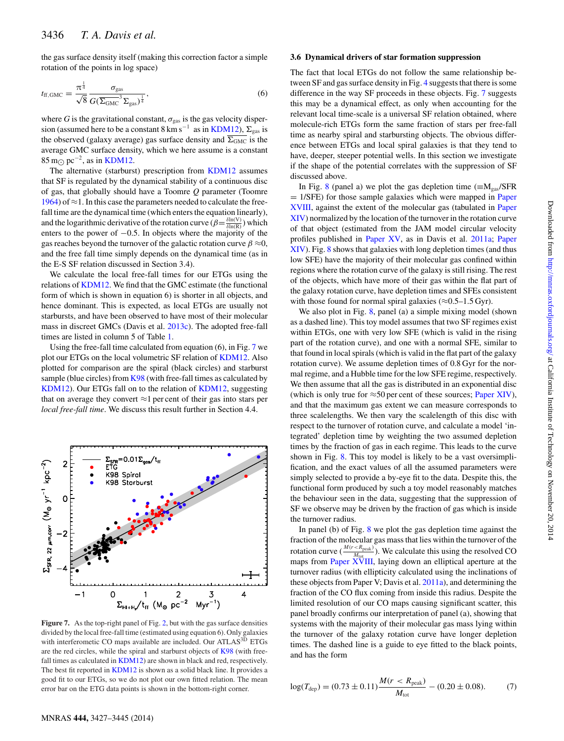the gas surface density itself (making this correction factor a simple rotation of the points in log space)

$$t_{\rm ff,GMC} = \frac{\pi^{\frac{1}{4}}}{\sqrt{8}} \frac{\sigma_{\rm gas}}{G(\overline{\Sigma_{\rm GMC}}^3\, \Sigma_{\rm gas})^{\frac{1}{4}}}, \tag{6}$$

where $G$ is the gravitational constant, $\sigma_{\rm gas}$ is the gas velocity dispersion (assumed here to be a constant 8 km s$^{-1}$ as in KDM12), $\Sigma_{\rm gas}$ is the observed (galaxy average) gas surface density and $\overline{\Sigma_{\rm GMC}}$ is the average GMC surface density, which we here assume is a constant 85 m$_{\odot}$ pc$^{-2}$, as in KDM12.

The alternative (starburst) prescription from KDM12 assumes that SF is regulated by the dynamical stability of a continuous disc of gas, that globally should have a Toomre $Q$ parameter (Toomre 1964) of ≈1. In this case the parameters needed to calculate the free-fall time are the dynamical time (which enters the equation linearly), and the logarithmic derivative of the rotation curve ($\beta = \frac{\delta \ln(V)}{\delta \ln(R)}$) which enters to the power of −0.5. In objects where the majority of the gas reaches beyond the turnover of the galactic rotation curve $\beta \approx 0$, and the free fall time simply depends on the dynamical time (as in the E-S SF relation discussed in Section 3.4).

We calculate the local free-fall times for our ETGs using the relations of KDM12. We find that the GMC estimate (the functional form of which is shown in equation 6) is shorter in all objects, and hence dominant. This is expected, as local ETGs are usually not starbursts, and have been observed to have most of their molecular mass in discreet GMCs (Davis et al. 2013c). The adopted free-fall times are listed in column 5 of Table 1.

Using the free-fall times calculated from equation (6), in Fig. 7 we plot our ETGs on the local volumetric SF relation of KDM12. Also plotted for comparison are the spiral (black circles) and starburst sample (blue circles) from K98 (with free-fall times as calculated by KDM12). Our ETGs fall on to the relation of KDM12, suggesting that on average they convert ≈1 per cent of their gas into stars per *local free-fall time*. We discuss this result further in Section 4.4.

**Figure 7.** As the top-right panel of Fig. 2, but with the gas surface densities divided by the local free-fall time (estimated using equation 6). Only galaxies with interferometric CO maps available are included. Our ATLAS$^{\rm 3D}$ ETGs are the red circles, while the spiral and starburst objects of K98 (with free-fall times as calculated in KDM12) are shown in black and red, respectively. The best fit reported in KDM12 is shown as a solid black line. It provides a good fit to our ETGs, so we do not plot our own fitted relation. The mean error bar on the ETG data points is shown in the bottom-right corner.

### 3.6 Dynamical drivers of star formation suppression

The fact that local ETGs do not follow the same relationship between SF and gas surface density in Fig. 4 suggests that there is some difference in the way SF proceeds in these objects. Fig. 7 suggests this may be a dynamical effect, as only when accounting for the relevant local time-scale is a universal SF relation obtained, where molecule-rich ETGs form the same fraction of stars per free-fall time as nearby spiral and starbursting objects. The obvious difference between ETGs and local spiral galaxies is that they tend to have, deeper, steeper potential wells. In this section we investigate if the shape of the potential correlates with the suppression of SF discussed above.

In Fig. 8 (panel a) we plot the gas depletion time (≡M$_{\rm gas}$/SFR = 1/SFE) for those sample galaxies which were mapped in Paper XVIII, against the extent of the molecular gas (tabulated in Paper XIV) normalized by the location of the turnover in the rotation curve of that object (estimated from the JAM model circular velocity profiles published in Paper XV, as in Davis et al. 2011a; Paper XIV). Fig. 8 shows that galaxies with long depletion times (and thus low SFE) have the majority of their molecular gas confined within regions where the rotation curve of the galaxy is still rising. The rest of the objects, which have more of their gas within the flat part of the galaxy rotation curve, have depletion times and SFEs consistent with those found for normal spiral galaxies (≈0.5–1.5 Gyr).

We also plot in Fig. 8, panel (a) a simple mixing model (shown as a dashed line). This toy model assumes that two SF regimes exist within ETGs, one with very low SFE (which is valid in the rising part of the rotation curve), and one with a normal SFE, similar to that found in local spirals (which is valid in the flat part of the galaxy rotation curve). We assume depletion times of 0.8 Gyr for the normal regime, and a Hubble time for the low SFE regime, respectively. We then assume that all the gas is distributed in an exponential disc (which is only true for ≈50 per cent of these sources; Paper XIV), and that the maximum gas extent we can measure corresponds to three scalelengths. We then vary the scalelength of this disc with respect to the turnover of rotation curve, and calculate a model 'integrated' depletion time by weighting the two assumed depletion times by the fraction of gas in each regime. This leads to the curve shown in Fig. 8. This toy model is likely to be a vast oversimplification, and the exact values of all the assumed parameters were simply selected to provide a by-eye fit to the data. Despite this, the functional form produced by such a toy model reasonably matches the behaviour seen in the data, suggesting that the suppression of SF we observe may be driven by the fraction of gas which is inside the turnover radius.

In panel (b) of Fig. 8 we plot the gas depletion time against the fraction of the molecular gas mass that lies within the turnover of the rotation curve ($\frac{M(r<R_{\rm peak})}{M_{\rm tot}}$). We calculate this using the resolved CO maps from Paper XVIII, laying down an elliptical aperture at the turnover radius (with ellipticity calculated using the inclinations of these objects from Paper V; Davis et al. 2011a), and determining the fraction of the CO flux coming from inside this radius. Despite the limited resolution of our CO maps causing significant scatter, this panel broadly confirms our interpretation of panel (a), showing that systems with the majority of their molecular gas mass lying within the turnover of the galaxy rotation curve have longer depletion times. The dashed line is a guide to eye fitted to the black points, and has the form

$$\log(T_{\rm dep}) = (0.73 \pm 0.11) \frac{M(r < R_{\rm peak})}{M_{\rm tot}} - (0.20 \pm 0.08). \tag{7}$$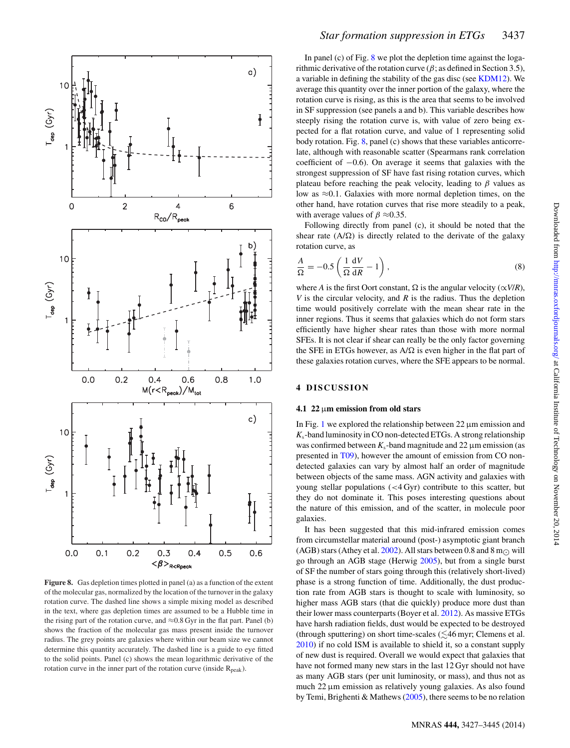Figure 8. Gas depletion times plotted in panel (a) as a function of the extent of the molecular gas, normalized by the location of the turnover in the galaxy rotation curve. The dashed line shows a simple mixing model as described in the text, where gas depletion times are assumed to be a Hubble time in the rising part of the rotation curve, and ≈0.8 Gyr in the flat part. Panel (b) shows the fraction of the molecular gas mass present inside the turnover radius. The grey points are galaxies where within our beam size we cannot determine this quantity accurately. The dashed line is a guide to eye fitted to the solid points. Panel (c) shows the mean logarithmic derivative of the rotation curve in the inner part of the rotation curve (inside $R_{peak}$).

In panel (c) of Fig. 8 we plot the depletion time against the logarithmic derivative of the rotation curve ($\beta$; as defined in Section 3.5), a variable in defining the stability of the gas disc (see KDM12). We average this quantity over the inner portion of the galaxy, where the rotation curve is rising, as this is the area that seems to be involved in SF suppression (see panels a and b). This variable describes how steeply rising the rotation curve is, with value of zero being expected for a flat rotation curve, and value of 1 representing solid body rotation. Fig. 8, panel (c) shows that these variables anticorrelate, although with reasonable scatter (Spearmans rank correlation coefficient of −0.6). On average it seems that galaxies with the strongest suppression of SF have fast rising rotation curves, which plateau before reaching the peak velocity, leading to $\beta$ values as low as ≈0.1. Galaxies with more normal depletion times, on the other hand, have rotation curves that rise more steadily to a peak, with average values of $\beta$ ≈0.35.

Following directly from panel (c), it should be noted that the shear rate ($A/\Omega$) is directly related to the derivate of the galaxy rotation curve, as

$$\frac{A}{\Omega} = -0.5\left(\frac{1}{\Omega}\frac{\mathrm{d}V}{\mathrm{d}R} - 1\right), \tag{8}$$

where $A$ is the first Oort constant, $\Omega$ is the angular velocity ($\propto V/R$), $V$ is the circular velocity, and $R$ is the radius. Thus the depletion time would positively correlate with the mean shear rate in the inner regions. Thus it seems that galaxies which do not form stars efficiently have higher shear rates than those with more normal SFEs. It is not clear if shear can really be the only factor governing the SFE in ETGs however, as $A/\Omega$ is even higher in the flat part of these galaxies rotation curves, where the SFE appears to be normal.

## 4 DISCUSSION

### 4.1 22 μm emission from old stars

In Fig. 1 we explored the relationship between 22 μm emission and $K_s$-band luminosity in CO non-detected ETGs. A strong relationship was confirmed between $K_s$-band magnitude and 22 μm emission (as presented in T09), however the amount of emission from CO non-detected galaxies can vary by almost half an order of magnitude between objects of the same mass. AGN activity and galaxies with young stellar populations (<4 Gyr) contribute to this scatter, but they do not dominate it. This poses interesting questions about the nature of this emission, and of the scatter, in molecule poor galaxies.

It has been suggested that this mid-infrared emission comes from circumstellar material around (post-) asymptotic giant branch (AGB) stars (Athey et al. 2002). All stars between 0.8 and 8 $m_\odot$ will go through an AGB stage (Herwig 2005), but from a single burst of SF the number of stars going through this (relatively short-lived) phase is a strong function of time. Additionally, the dust production rate from AGB stars is thought to scale with luminosity, so higher mass AGB stars (that die quickly) produce more dust than their lower mass counterparts (Boyer et al. 2012). As massive ETGs have harsh radiation fields, dust would be expected to be destroyed (through sputtering) on short time-scales ($\lesssim$46 myr; Clemens et al. 2010) if no cold ISM is available to shield it, so a constant supply of new dust is required. Overall we would expect that galaxies that have not formed many new stars in the last 12 Gyr should not have as many AGB stars (per unit luminosity, or mass), and thus not as much 22 μm emission as relatively young galaxies. As also found by Temi, Brighenti & Mathews (2005), there seems to be no relation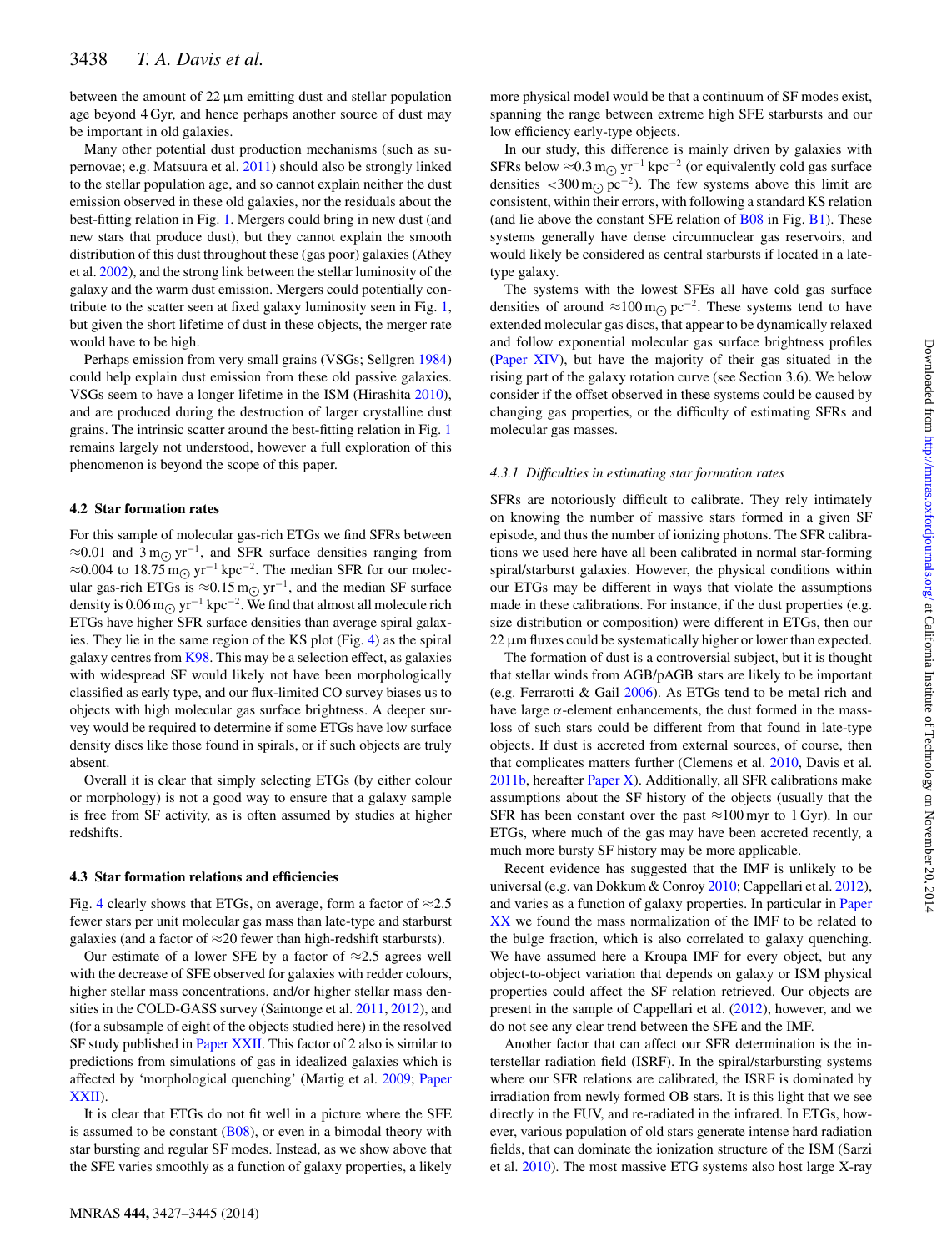between the amount of 22 μm emitting dust and stellar population age beyond 4 Gyr, and hence perhaps another source of dust may be important in old galaxies.

Many other potential dust production mechanisms (such as supernovae; e.g. Matsuura et al. 2011) should also be strongly linked to the stellar population age, and so cannot explain neither the dust emission observed in these old galaxies, nor the residuals about the best-fitting relation in Fig. 1. Mergers could bring in new dust (and new stars that produce dust), but they cannot explain the smooth distribution of this dust throughout these (gas poor) galaxies (Athey et al. 2002), and the strong link between the stellar luminosity of the galaxy and the warm dust emission. Mergers could potentially contribute to the scatter seen at fixed galaxy luminosity seen in Fig. 1, but given the short lifetime of dust in these objects, the merger rate would have to be high.

Perhaps emission from very small grains (VSGs; Sellgren 1984) could help explain dust emission from these old passive galaxies. VSGs seem to have a longer lifetime in the ISM (Hirashita 2010), and are produced during the destruction of larger crystalline dust grains. The intrinsic scatter around the best-fitting relation in Fig. 1 remains largely not understood, however a full exploration of this phenomenon is beyond the scope of this paper.

### 4.2 Star formation rates

For this sample of molecular gas-rich ETGs we find SFRs between $\approx$0.01 and 3 $m_\odot$ $yr^{-1}$, and SFR surface densities ranging from $\approx$0.004 to 18.75 $m_\odot$ $yr^{-1}$ $kpc^{-2}$. The median SFR for our molecular gas-rich ETGs is $\approx$0.15 $m_\odot$ $yr^{-1}$, and the median SF surface density is 0.06 $m_\odot$ $yr^{-1}$ $kpc^{-2}$. We find that almost all molecule rich ETGs have higher SFR surface densities than average spiral galaxies. They lie in the same region of the KS plot (Fig. 4) as the spiral galaxy centres from K98. This may be a selection effect, as galaxies with widespread SF would likely not have been morphologically classified as early type, and our flux-limited CO survey biases us to objects with high molecular gas surface brightness. A deeper survey would be required to determine if some ETGs have low surface density discs like those found in spirals, or if such objects are truly absent.

Overall it is clear that simply selecting ETGs (by either colour or morphology) is not a good way to ensure that a galaxy sample is free from SF activity, as is often assumed by studies at higher redshifts.

### 4.3 Star formation relations and efficiencies

Fig. 4 clearly shows that ETGs, on average, form a factor of $\approx$2.5 fewer stars per unit molecular gas mass than late-type and starburst galaxies (and a factor of $\approx$20 fewer than high-redshift starbursts).

Our estimate of a lower SFE by a factor of $\approx$2.5 agrees well with the decrease of SFE observed for galaxies with redder colours, higher stellar mass concentrations, and/or higher stellar mass densities in the COLD-GASS survey (Saintonge et al. 2011, 2012), and (for a subsample of eight of the objects studied here) in the resolved SF study published in Paper XXII. This factor of 2 also is similar to predictions from simulations of gas in idealized galaxies which is affected by 'morphological quenching' (Martig et al. 2009; Paper XXII).

It is clear that ETGs do not fit well in a picture where the SFE is assumed to be constant (B08), or even in a bimodal theory with star bursting and regular SF modes. Instead, as we show above that the SFE varies smoothly as a function of galaxy properties, a likely more physical model would be that a continuum of SF modes exist, spanning the range between extreme high SFE starbursts and our low efficiency early-type objects.

In our study, this difference is mainly driven by galaxies with SFRs below $\approx$0.3 $m_\odot$ $yr^{-1}$ $kpc^{-2}$ (or equivalently cold gas surface densities <300 $m_\odot$ $pc^{-2}$). The few systems above this limit are consistent, within their errors, with following a standard KS relation (and lie above the constant SFE relation of B08 in Fig. B1). These systems generally have dense circumnuclear gas reservoirs, and would likely be considered as central starbursts if located in a late-type galaxy.

The systems with the lowest SFEs all have cold gas surface densities of around $\approx$100 $m_\odot$ $pc^{-2}$. These systems tend to have extended molecular gas discs, that appear to be dynamically relaxed and follow exponential molecular gas surface brightness profiles (Paper XIV), but have the majority of their gas situated in the rising part of the galaxy rotation curve (see Section 3.6). We below consider if the offset observed in these systems could be caused by changing gas properties, or the difficulty of estimating SFRs and molecular gas masses.

#### *4.3.1 Difficulties in estimating star formation rates*

SFRs are notoriously difficult to calibrate. They rely intimately on knowing the number of massive stars formed in a given SF episode, and thus the number of ionizing photons. The SFR calibrations we used here have all been calibrated in normal star-forming spiral/starburst galaxies. However, the physical conditions within our ETGs may be different in ways that violate the assumptions made in these calibrations. For instance, if the dust properties (e.g. size distribution or composition) were different in ETGs, then our 22 μm fluxes could be systematically higher or lower than expected.

The formation of dust is a controversial subject, but it is thought that stellar winds from AGB/pAGB stars are likely to be important (e.g. Ferrarotti & Gail 2006). As ETGs tend to be metal rich and have large $\alpha$-element enhancements, the dust formed in the mass-loss of such stars could be different from that found in late-type objects. If dust is accreted from external sources, of course, then that complicates matters further (Clemens et al. 2010, Davis et al. 2011b, hereafter Paper X). Additionally, all SFR calibrations make assumptions about the SF history of the objects (usually that the SFR has been constant over the past $\approx$100 myr to 1 Gyr). In our ETGs, where much of the gas may have been accreted recently, a much more bursty SF history may be more applicable.

Recent evidence has suggested that the IMF is unlikely to be universal (e.g. van Dokkum & Conroy 2010; Cappellari et al. 2012), and varies as a function of galaxy properties. In particular in Paper XX we found the mass normalization of the IMF to be related to the bulge fraction, which is also correlated to galaxy quenching. We have assumed here a Kroupa IMF for every object, but any object-to-object variation that depends on galaxy or ISM physical properties could affect the SF relation retrieved. Our objects are present in the sample of Cappellari et al. (2012), however, and we do not see any clear trend between the SFE and the IMF.

Another factor that can affect our SFR determination is the interstellar radiation field (ISRF). In the spiral/starbursting systems where our SFR relations are calibrated, the ISRF is dominated by irradiation from newly formed OB stars. It is this light that we see directly in the FUV, and re-radiated in the infrared. In ETGs, however, various population of old stars generate intense hard radiation fields, that can dominate the ionization structure of the ISM (Sarzi et al. 2010). The most massive ETG systems also host large X-ray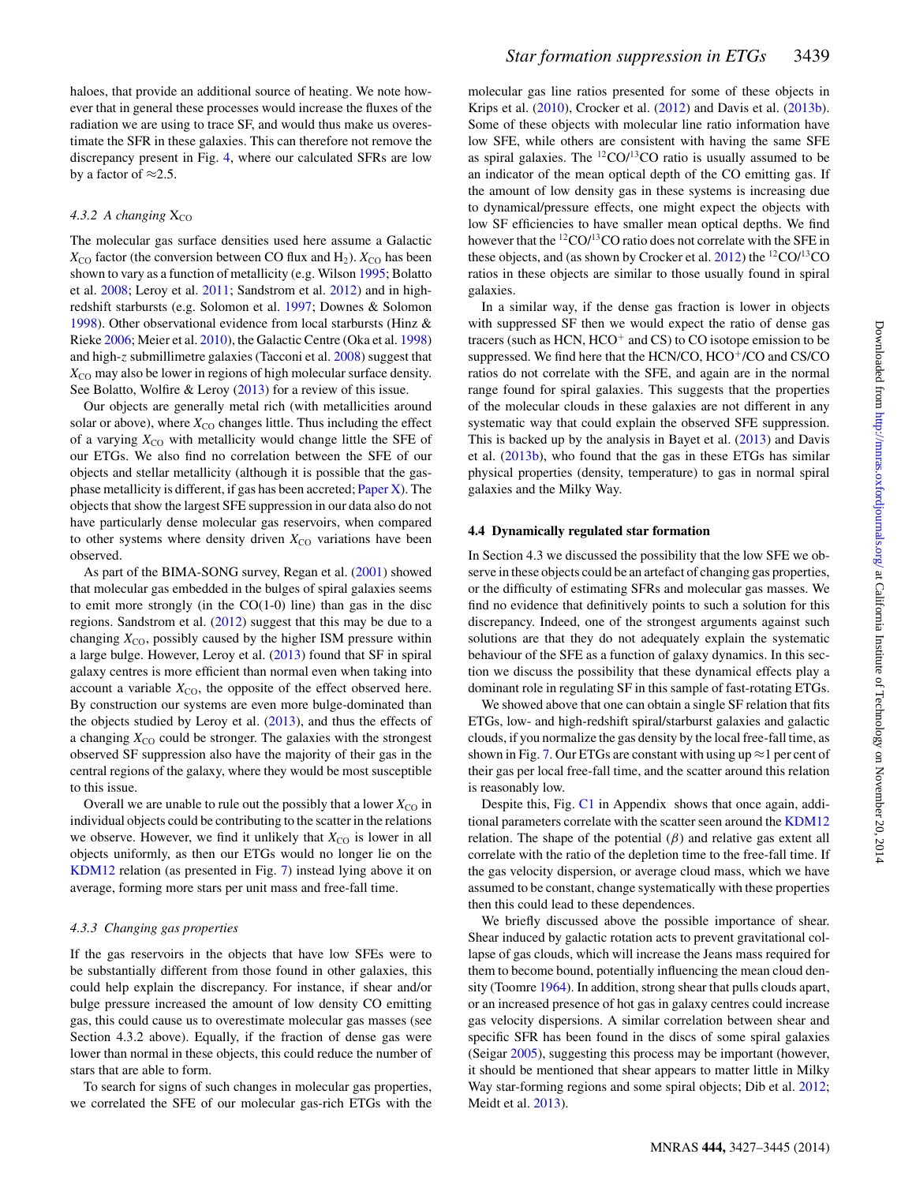haloes, that provide an additional source of heating. We note however that in general these processes would increase the fluxes of the radiation we are using to trace SF, and would thus make us overestimate the SFR in these galaxies. This can therefore not remove the discrepancy present in Fig. 4, where our calculated SFRs are low by a factor of ≈2.5.

#### 4.3.2 A changing $X_{CO}$

The molecular gas surface densities used here assume a Galactic $X_{CO}$ factor (the conversion between CO flux and $H_2$). $X_{CO}$ has been shown to vary as a function of metallicity (e.g. Wilson 1995; Bolatto et al. 2008; Leroy et al. 2011; Sandstrom et al. 2012) and in high-redshift starbursts (e.g. Solomon et al. 1997; Downes & Solomon 1998). Other observational evidence from local starbursts (Hinz & Rieke 2006; Meier et al. 2010), the Galactic Centre (Oka et al. 1998) and high-$z$ submillimetre galaxies (Tacconi et al. 2008) suggest that $X_{CO}$ may also be lower in regions of high molecular surface density. See Bolatto, Wolfire & Leroy (2013) for a review of this issue.

Our objects are generally metal rich (with metallicities around solar or above), where $X_{CO}$ changes little. Thus including the effect of a varying $X_{CO}$ with metallicity would change little the SFE of our ETGs. We also find no correlation between the SFE of our objects and stellar metallicity (although it is possible that the gas-phase metallicity is different, if gas has been accreted; Paper X). The objects that show the largest SFE suppression in our data also do not have particularly dense molecular gas reservoirs, when compared to other systems where density driven $X_{CO}$ variations have been observed.

As part of the BIMA-SONG survey, Regan et al. (2001) showed that molecular gas embedded in the bulges of spiral galaxies seems to emit more strongly (in the CO(1-0) line) than gas in the disc regions. Sandstrom et al. (2012) suggest that this may be due to a changing $X_{CO}$, possibly caused by the higher ISM pressure within a large bulge. However, Leroy et al. (2013) found that SF in spiral galaxy centres is more efficient than normal even when taking into account a variable $X_{CO}$, the opposite of the effect observed here. By construction our systems are even more bulge-dominated than the objects studied by Leroy et al. (2013), and thus the effects of a changing $X_{CO}$ could be stronger. The galaxies with the strongest observed SF suppression also have the majority of their gas in the central regions of the galaxy, where they would be most susceptible to this issue.

Overall we are unable to rule out the possibly that a lower $X_{CO}$ in individual objects could be contributing to the scatter in the relations we observe. However, we find it unlikely that $X_{CO}$ is lower in all objects uniformly, as then our ETGs would no longer lie on the KDM12 relation (as presented in Fig. 7) instead lying above it on average, forming more stars per unit mass and free-fall time.

#### 4.3.3 Changing gas properties

If the gas reservoirs in the objects that have low SFEs were to be substantially different from those found in other galaxies, this could help explain the discrepancy. For instance, if shear and/or bulge pressure increased the amount of low density CO emitting gas, this could cause us to overestimate molecular gas masses (see Section 4.3.2 above). Equally, if the fraction of dense gas were lower than normal in these objects, this could reduce the number of stars that are able to form.

To search for signs of such changes in molecular gas properties, we correlated the SFE of our molecular gas-rich ETGs with the molecular gas line ratios presented for some of these objects in Krips et al. (2010), Crocker et al. (2012) and Davis et al. (2013b). Some of these objects with molecular line ratio information have low SFE, while others are consistent with having the same SFE as spiral galaxies. The $^{12}$CO/$^{13}$CO ratio is usually assumed to be an indicator of the mean optical depth of the CO emitting gas. If the amount of low density gas in these systems is increasing due to dynamical/pressure effects, one might expect the objects with low SF efficiencies to have smaller mean optical depths. We find however that the $^{12}$CO/$^{13}$CO ratio does not correlate with the SFE in these objects, and (as shown by Crocker et al. 2012) the $^{12}$CO/$^{13}$CO ratios in these objects are similar to those usually found in spiral galaxies.

In a similar way, if the dense gas fraction is lower in objects with suppressed SF then we would expect the ratio of dense gas tracers (such as HCN, $HCO^+$ and CS) to CO isotope emission to be suppressed. We find here that the HCN/CO, $HCO^+$/CO and CS/CO ratios do not correlate with the SFE, and again are in the normal range found for spiral galaxies. This suggests that the properties of the molecular clouds in these galaxies are not different in any systematic way that could explain the observed SFE suppression. This is backed up by the analysis in Bayet et al. (2013) and Davis et al. (2013b), who found that the gas in these ETGs has similar physical properties (density, temperature) to gas in normal spiral galaxies and the Milky Way.

### 4.4 Dynamically regulated star formation

In Section 4.3 we discussed the possibility that the low SFE we observe in these objects could be an artefact of changing gas properties, or the difficulty of estimating SFRs and molecular gas masses. We find no evidence that definitively points to such a solution for this discrepancy. Indeed, one of the strongest arguments against such solutions are that they do not adequately explain the systematic behaviour of the SFE as a function of galaxy dynamics. In this section we discuss the possibility that these dynamical effects play a dominant role in regulating SF in this sample of fast-rotating ETGs.

We showed above that one can obtain a single SF relation that fits ETGs, low- and high-redshift spiral/starburst galaxies and galactic clouds, if you normalize the gas density by the local free-fall time, as shown in Fig. 7. Our ETGs are constant with using up ≈1 per cent of their gas per local free-fall time, and the scatter around this relation is reasonably low.

Despite this, Fig. C1 in Appendix shows that once again, additional parameters correlate with the scatter seen around the KDM12 relation. The shape of the potential ($\beta$) and relative gas extent all correlate with the ratio of the depletion time to the free-fall time. If the gas velocity dispersion, or average cloud mass, which we have assumed to be constant, change systematically with these properties then this could lead to these dependences.

We briefly discussed above the possible importance of shear. Shear induced by galactic rotation acts to prevent gravitational collapse of gas clouds, which will increase the Jeans mass required for them to become bound, potentially influencing the mean cloud density (Toomre 1964). In addition, strong shear that pulls clouds apart, or an increased presence of hot gas in galaxy centres could increase gas velocity dispersions. A similar correlation between shear and specific SFR has been found in the discs of some spiral galaxies (Seigar 2005), suggesting this process may be important (however, it should be mentioned that shear appears to matter little in Milky Way star-forming regions and some spiral objects; Dib et al. 2012; Meidt et al. 2013).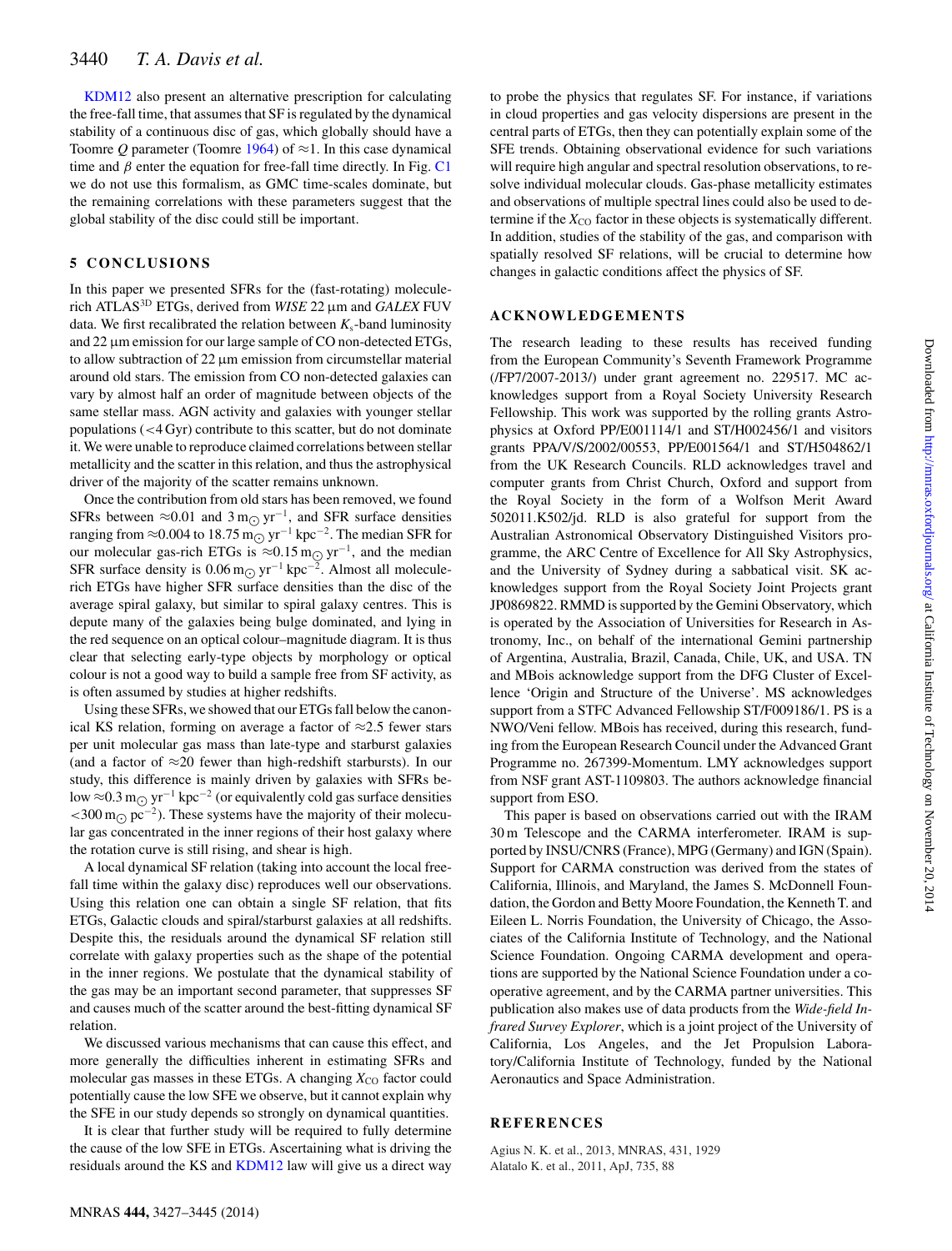KDM12 also present an alternative prescription for calculating the free-fall time, that assumes that SF is regulated by the dynamical stability of a continuous disc of gas, which globally should have a Toomre $Q$ parameter (Toomre 1964) of $\approx$1. In this case dynamical time and $\beta$ enter the equation for free-fall time directly. In Fig. C1 we do not use this formalism, as GMC time-scales dominate, but the remaining correlations with these parameters suggest that the global stability of the disc could still be important.

## 5 CONCLUSIONS

In this paper we presented SFRs for the (fast-rotating) molecule-rich ATLAS$^{3D}$ ETGs, derived from *WISE* 22 μm and *GALEX* FUV data. We first recalibrated the relation between $K_s$-band luminosity and 22 μm emission for our large sample of CO non-detected ETGs, to allow subtraction of 22 μm emission from circumstellar material around old stars. The emission from CO non-detected galaxies can vary by almost half an order of magnitude between objects of the same stellar mass. AGN activity and galaxies with younger stellar populations (<4 Gyr) contribute to this scatter, but do not dominate it. We were unable to reproduce claimed correlations between stellar metallicity and the scatter in this relation, and thus the astrophysical driver of the majority of the scatter remains unknown.

Once the contribution from old stars has been removed, we found SFRs between $\approx$0.01 and 3 $\mathrm{m_\odot\,yr^{-1}}$, and SFR surface densities ranging from $\approx$0.004 to 18.75 $\mathrm{m_\odot\,yr^{-1}\,kpc^{-2}}$. The median SFR for our molecular gas-rich ETGs is $\approx$0.15 $\mathrm{m_\odot\,yr^{-1}}$, and the median SFR surface density is 0.06 $\mathrm{m_\odot\,yr^{-1}\,kpc^{-2}}$. Almost all molecule-rich ETGs have higher SFR surface densities than the disc of the average spiral galaxy, but similar to spiral galaxy centres. This is depute many of the galaxies being bulge dominated, and lying in the red sequence on an optical colour–magnitude diagram. It is thus clear that selecting early-type objects by morphology or optical colour is not a good way to build a sample free from SF activity, as is often assumed by studies at higher redshifts.

Using these SFRs, we showed that our ETGs fall below the canonical KS relation, forming on average a factor of $\approx$2.5 fewer stars per unit molecular gas mass than late-type and starburst galaxies (and a factor of $\approx$20 fewer than high-redshift starbursts). In our study, this difference is mainly driven by galaxies with SFRs below $\approx$0.3 $\mathrm{m_\odot\,yr^{-1}\,kpc^{-2}}$ (or equivalently cold gas surface densities <300 $\mathrm{m_\odot\,pc^{-2}}$). These systems have the majority of their molecular gas concentrated in the inner regions of their host galaxy where the rotation curve is still rising, and shear is high.

A local dynamical SF relation (taking into account the local free-fall time within the galaxy disc) reproduces well our observations. Using this relation one can obtain a single SF relation, that fits ETGs, Galactic clouds and spiral/starburst galaxies at all redshifts. Despite this, the residuals around the dynamical SF relation still correlate with galaxy properties such as the shape of the potential in the inner regions. We postulate that the dynamical stability of the gas may be an important second parameter, that suppresses SF and causes much of the scatter around the best-fitting dynamical SF relation.

We discussed various mechanisms that can cause this effect, and more generally the difficulties inherent in estimating SFRs and molecular gas masses in these ETGs. A changing $X_{\mathrm{CO}}$ factor could potentially cause the low SFE we observe, but it cannot explain why the SFE in our study depends so strongly on dynamical quantities.

It is clear that further study will be required to fully determine the cause of the low SFE in ETGs. Ascertaining what is driving the residuals around the KS and KDM12 law will give us a direct way to probe the physics that regulates SF. For instance, if variations in cloud properties and gas velocity dispersions are present in the central parts of ETGs, then they can potentially explain some of the SFE trends. Obtaining observational evidence for such variations will require high angular and spectral resolution observations, to resolve individual molecular clouds. Gas-phase metallicity estimates and observations of multiple spectral lines could also be used to determine if the $X_{\mathrm{CO}}$ factor in these objects is systematically different. In addition, studies of the stability of the gas, and comparison with spatially resolved SF relations, will be crucial to determine how changes in galactic conditions affect the physics of SF.

## ACKNOWLEDGEMENTS

The research leading to these results has received funding from the European Community's Seventh Framework Programme (/FP7/2007-2013/) under grant agreement no. 229517. MC acknowledges support from a Royal Society University Research Fellowship. This work was supported by the rolling grants Astrophysics at Oxford PP/E001114/1 and ST/H002456/1 and visitors grants PPA/V/S/2002/00553, PP/E001564/1 and ST/H504862/1 from the UK Research Councils. RLD acknowledges travel and computer grants from Christ Church, Oxford and support from the Royal Society in the form of a Wolfson Merit Award 502011.K502/jd. RLD is also grateful for support from the Australian Astronomical Observatory Distinguished Visitors programme, the ARC Centre of Excellence for All Sky Astrophysics, and the University of Sydney during a sabbatical visit. SK acknowledges support from the Royal Society Joint Projects grant JP0869822. RMMD is supported by the Gemini Observatory, which is operated by the Association of Universities for Research in Astronomy, Inc., on behalf of the international Gemini partnership of Argentina, Australia, Brazil, Canada, Chile, UK, and USA. TN and MBois acknowledge support from the DFG Cluster of Excellence 'Origin and Structure of the Universe'. MS acknowledges support from a STFC Advanced Fellowship ST/F009186/1. PS is a NWO/Veni fellow. MBois has received, during this research, funding from the European Research Council under the Advanced Grant Programme no. 267399-Momentum. LMY acknowledges support from NSF grant AST-1109803. The authors acknowledge financial support from ESO.

This paper is based on observations carried out with the IRAM 30 m Telescope and the CARMA interferometer. IRAM is supported by INSU/CNRS (France), MPG (Germany) and IGN (Spain). Support for CARMA construction was derived from the states of California, Illinois, and Maryland, the James S. McDonnell Foundation, the Gordon and Betty Moore Foundation, the Kenneth T. and Eileen L. Norris Foundation, the University of Chicago, the Associates of the California Institute of Technology, and the National Science Foundation. Ongoing CARMA development and operations are supported by the National Science Foundation under a cooperative agreement, and by the CARMA partner universities. This publication also makes use of data products from the *Wide-field Infrared Survey Explorer*, which is a joint project of the University of California, Los Angeles, and the Jet Propulsion Laboratory/California Institute of Technology, funded by the National Aeronautics and Space Administration.

## REFERENCES

Agius N. K. et al., 2013, MNRAS, 431, 1929
Alatalo K. et al., 2011, ApJ, 735, 88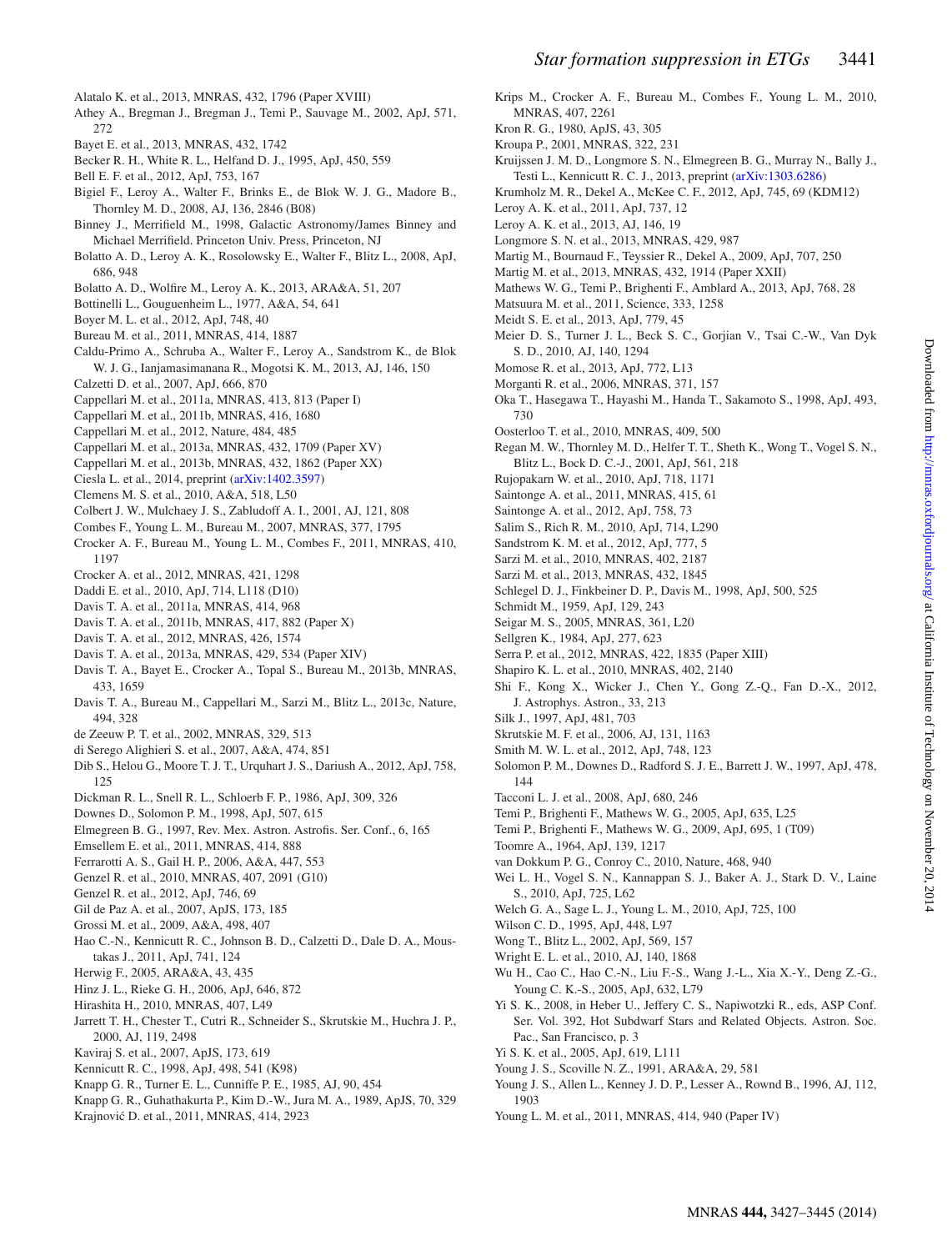Alatalo K. et al., 2013, MNRAS, 432, 1796 (Paper XVIII)

Athey A., Bregman J., Bregman J., Temi P., Sauvage M., 2002, ApJ, 571, 272

Bayet E. et al., 2013, MNRAS, 432, 1742

Becker R. H., White R. L., Helfand D. J., 1995, ApJ, 450, 559

Bell E. F. et al., 2012, ApJ, 753, 167

Bigiel F., Leroy A., Walter F., Brinks E., de Blok W. J. G., Madore B., Thornley M. D., 2008, AJ, 136, 2846 (B08)

Binney J., Merrifield M., 1998, Galactic Astronomy/James Binney and Michael Merrifield. Princeton Univ. Press, Princeton, NJ

Bolatto A. D., Leroy A. K., Rosolowsky E., Walter F., Blitz L., 2008, ApJ, 686, 948

Bolatto A. D., Wolfire M., Leroy A. K., 2013, ARA&A, 51, 207

Bottinelli L., Gouguenheim L., 1977, A&A, 54, 641

Boyer M. L. et al., 2012, ApJ, 748, 40

Bureau M. et al., 2011, MNRAS, 414, 1887

Caldu-Primo A., Schruba A., Walter F., Leroy A., Sandstrom K., de Blok W. J. G., Ianjamasimanana R., Mogotsi K. M., 2013, AJ, 146, 150

Calzetti D. et al., 2007, ApJ, 666, 870

Cappellari M. et al., 2011a, MNRAS, 413, 813 (Paper I)

Cappellari M. et al., 2011b, MNRAS, 416, 1680

Cappellari M. et al., 2012, Nature, 484, 485

Cappellari M. et al., 2013a, MNRAS, 432, 1709 (Paper XV)

Cappellari M. et al., 2013b, MNRAS, 432, 1862 (Paper XX)

Ciesla L. et al., 2014, preprint (arXiv:1402.3597)

Clemens M. S. et al., 2010, A&A, 518, L50

Colbert J. W., Mulchaey J. S., Zabludoff A. I., 2001, AJ, 121, 808

Combes F., Young L. M., Bureau M., 2007, MNRAS, 377, 1795

Crocker A. F., Bureau M., Young L. M., Combes F., 2011, MNRAS, 410, 1197

Crocker A. et al., 2012, MNRAS, 421, 1298

Daddi E. et al., 2010, ApJ, 714, L118 (D10)

Davis T. A. et al., 2011a, MNRAS, 414, 968

Davis T. A. et al., 2011b, MNRAS, 417, 882 (Paper X)

Davis T. A. et al., 2012, MNRAS, 426, 1574

Davis T. A. et al., 2013a, MNRAS, 429, 534 (Paper XIV)

Davis T. A., Bayet E., Crocker A., Topal S., Bureau M., 2013b, MNRAS, 433, 1659

Davis T. A., Bureau M., Cappellari M., Sarzi M., Blitz L., 2013c, Nature, 494, 328

de Zeeuw P. T. et al., 2002, MNRAS, 329, 513

di Serego Alighieri S. et al., 2007, A&A, 474, 851

Dib S., Helou G., Moore T. J. T., Urquhart J. S., Dariush A., 2012, ApJ, 758, 125

Dickman R. L., Snell R. L., Schloerb F. P., 1986, ApJ, 309, 326

Downes D., Solomon P. M., 1998, ApJ, 507, 615

Elmegreen B. G., 1997, Rev. Mex. Astron. Astrofis. Ser. Conf., 6, 165

Emsellem E. et al., 2011, MNRAS, 414, 888

Ferrarotti A. S., Gail H. P., 2006, A&A, 447, 553

Genzel R. et al., 2010, MNRAS, 407, 2091 (G10)

Genzel R. et al., 2012, ApJ, 746, 69

Gil de Paz A. et al., 2007, ApJS, 173, 185

Grossi M. et al., 2009, A&A, 498, 407

Hao C.-N., Kennicutt R. C., Johnson B. D., Calzetti D., Dale D. A., Moustakas J., 2011, ApJ, 741, 124

Herwig F., 2005, ARA&A, 43, 435

Hinz J. L., Rieke G. H., 2006, ApJ, 646, 872

Hirashita H., 2010, MNRAS, 407, L49

Jarrett T. H., Chester T., Cutri R., Schneider S., Skrutskie M., Huchra J. P., 2000, AJ, 119, 2498

Kaviraj S. et al., 2007, ApJS, 173, 619

Kennicutt R. C., 1998, ApJ, 498, 541 (K98)

Knapp G. R., Turner E. L., Cunniffe P. E., 1985, AJ, 90, 454

Knapp G. R., Guhathakurta P., Kim D.-W., Jura M. A., 1989, ApJS, 70, 329

Krajnović D. et al., 2011, MNRAS, 414, 2923

Krips M., Crocker A. F., Bureau M., Combes F., Young L. M., 2010, MNRAS, 407, 2261

Kron R. G., 1980, ApJS, 43, 305

Kroupa P., 2001, MNRAS, 322, 231

Kruijssen J. M. D., Longmore S. N., Elmegreen B. G., Murray N., Bally J., Testi L., Kennicutt R. C. J., 2013, preprint (arXiv:1303.6286)

Krumholz M. R., Dekel A., McKee C. F., 2012, ApJ, 745, 69 (KDM12)

Leroy A. K. et al., 2011, ApJ, 737, 12

Leroy A. K. et al., 2013, AJ, 146, 19

Longmore S. N. et al., 2013, MNRAS, 429, 987

Martig M., Bournaud F., Teyssier R., Dekel A., 2009, ApJ, 707, 250

Martig M. et al., 2013, MNRAS, 432, 1914 (Paper XXII)

Mathews W. G., Temi P., Brighenti F., Amblard A., 2013, ApJ, 768, 28

Matsuura M. et al., 2011, Science, 333, 1258

Meidt S. E. et al., 2013, ApJ, 779, 45

Meier D. S., Turner J. L., Beck S. C., Gorjian V., Tsai C.-W., Van Dyk S. D., 2010, AJ, 140, 1294

Momose R. et al., 2013, ApJ, 772, L13

Morganti R. et al., 2006, MNRAS, 371, 157

Oka T., Hasegawa T., Hayashi M., Handa T., Sakamoto S., 1998, ApJ, 493, 730

Oosterloo T. et al., 2010, MNRAS, 409, 500

Regan M. W., Thornley M. D., Helfer T. T., Sheth K., Wong T., Vogel S. N., Blitz L., Bock D. C.-J., 2001, ApJ, 561, 218

Rujopakarn W. et al., 2010, ApJ, 718, 1171

Saintonge A. et al., 2011, MNRAS, 415, 61

Saintonge A. et al., 2012, ApJ, 758, 73

Salim S., Rich R. M., 2010, ApJ, 714, L290

Sandstrom K. M. et al., 2012, ApJ, 777, 5

Sarzi M. et al., 2010, MNRAS, 402, 2187

Sarzi M. et al., 2013, MNRAS, 432, 1845

Schlegel D. J., Finkbeiner D. P., Davis M., 1998, ApJ, 500, 525

Schmidt M., 1959, ApJ, 129, 243

Seigar M. S., 2005, MNRAS, 361, L20

Sellgren K., 1984, ApJ, 277, 623

Serra P. et al., 2012, MNRAS, 422, 1835 (Paper XIII)

Shapiro K. L. et al., 2010, MNRAS, 402, 2140

Shi F., Kong X., Wicker J., Chen Y., Gong Z.-Q., Fan D.-X., 2012, J. Astrophys. Astron., 33, 213

Silk J., 1997, ApJ, 481, 703

Skrutskie M. F. et al., 2006, AJ, 131, 1163

Smith M. W. L. et al., 2012, ApJ, 748, 123

Solomon P. M., Downes D., Radford S. J. E., Barrett J. W., 1997, ApJ, 478, 144

Tacconi L. J. et al., 2008, ApJ, 680, 246

Temi P., Brighenti F., Mathews W. G., 2005, ApJ, 635, L25

Temi P., Brighenti F., Mathews W. G., 2009, ApJ, 695, 1 (T09)

Toomre A., 1964, ApJ, 139, 1217

van Dokkum P. G., Conroy C., 2010, Nature, 468, 940

Wei L. H., Vogel S. N., Kannappan S. J., Baker A. J., Stark D. V., Laine S., 2010, ApJ, 725, L62

Welch G. A., Sage L. J., Young L. M., 2010, ApJ, 725, 100

Wilson C. D., 1995, ApJ, 448, L97

Wong T., Blitz L., 2002, ApJ, 569, 157

Wright E. L. et al., 2010, AJ, 140, 1868

Wu H., Cao C., Hao C.-N., Liu F.-S., Wang J.-L., Xia X.-Y., Deng Z.-G., Young C. K.-S., 2005, ApJ, 632, L79

Yi S. K., 2008, in Heber U., Jeffery C. S., Napiwotzki R., eds, ASP Conf. Ser. Vol. 392, Hot Subdwarf Stars and Related Objects. Astron. Soc. Pac., San Francisco, p. 3

Yi S. K. et al., 2005, ApJ, 619, L111

Young J. S., Scoville N. Z., 1991, ARA&A, 29, 581

Young J. S., Allen L., Kenney J. D. P., Lesser A., Rownd B., 1996, AJ, 112, 1903

Young L. M. et al., 2011, MNRAS, 414, 940 (Paper IV)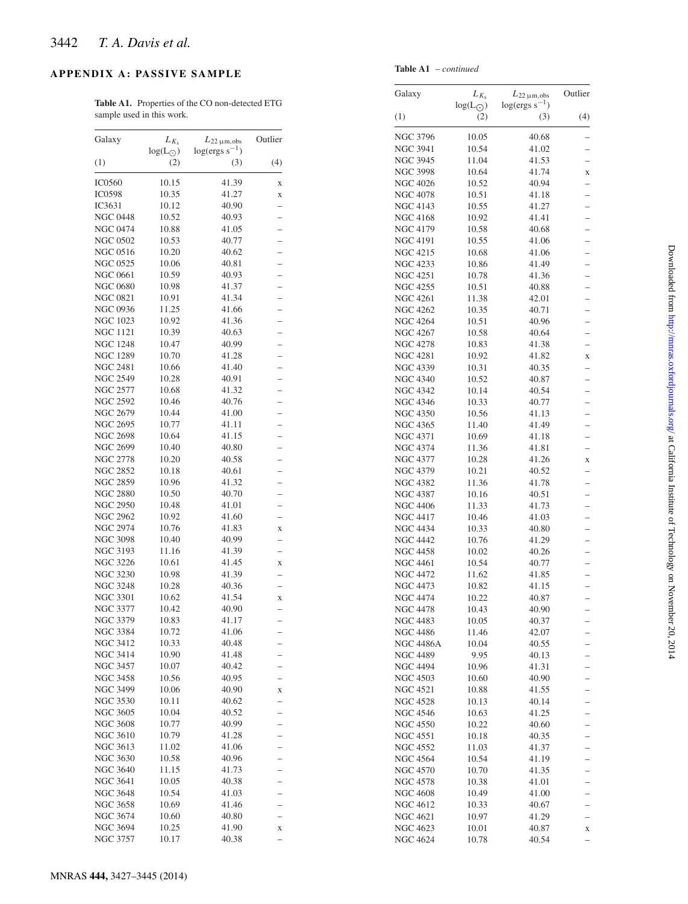## APPENDIX A: PASSIVE SAMPLE

**Table A1.** Properties of the CO non-detected ETG sample used in this work.

| Galaxy | $L_{K_s}$ log($L_{\odot}$) | $L_{22\,\mu\mathrm{m,obs}}$ log(ergs s$^{-1}$) | Outlier |
|---|---|---|---|
| (1) | (2) | (3) | (4) |
| IC0560 | 10.15 | 41.39 | x |
| IC0598 | 10.35 | 41.27 | x |
| IC3631 | 10.12 | 40.90 | – |
| NGC 0448 | 10.52 | 40.93 | – |
| NGC 0474 | 10.88 | 41.05 | – |
| NGC 0502 | 10.53 | 40.77 | – |
| NGC 0516 | 10.20 | 40.62 | – |
| NGC 0525 | 10.06 | 40.81 | – |
| NGC 0661 | 10.59 | 40.93 | – |
| NGC 0680 | 10.98 | 41.37 | – |
| NGC 0821 | 10.91 | 41.34 | – |
| NGC 0936 | 11.25 | 41.66 | – |
| NGC 1023 | 10.92 | 41.36 | – |
| NGC 1121 | 10.39 | 40.63 | – |
| NGC 1248 | 10.47 | 40.99 | – |
| NGC 1289 | 10.70 | 41.28 | – |
| NGC 2481 | 10.66 | 41.40 | – |
| NGC 2549 | 10.28 | 40.91 | – |
| NGC 2577 | 10.68 | 41.32 | – |
| NGC 2592 | 10.46 | 40.76 | – |
| NGC 2679 | 10.44 | 41.00 | – |
| NGC 2695 | 10.77 | 41.11 | – |
| NGC 2698 | 10.64 | 41.15 | – |
| NGC 2699 | 10.40 | 40.80 | – |
| NGC 2778 | 10.20 | 40.58 | – |
| NGC 2852 | 10.18 | 40.61 | – |
| NGC 2859 | 10.96 | 41.32 | – |
| NGC 2880 | 10.50 | 40.70 | – |
| NGC 2950 | 10.48 | 41.01 | – |
| NGC 2962 | 10.92 | 41.60 | – |
| NGC 2974 | 10.76 | 41.83 | x |
| NGC 3098 | 10.40 | 40.99 | – |
| NGC 3193 | 11.16 | 41.39 | – |
| NGC 3226 | 10.61 | 41.45 | x |
| NGC 3230 | 10.98 | 41.39 | – |
| NGC 3248 | 10.28 | 40.36 | – |
| NGC 3301 | 10.62 | 41.54 | x |
| NGC 3377 | 10.42 | 40.90 | – |
| NGC 3379 | 10.83 | 41.17 | – |
| NGC 3384 | 10.72 | 41.06 | – |
| NGC 3412 | 10.33 | 40.48 | – |
| NGC 3414 | 10.90 | 41.48 | – |
| NGC 3457 | 10.07 | 40.42 | – |
| NGC 3458 | 10.56 | 40.95 | – |
| NGC 3499 | 10.06 | 40.90 | x |
| NGC 3530 | 10.11 | 40.62 | – |
| NGC 3605 | 10.04 | 40.52 | – |
| NGC 3608 | 10.77 | 40.99 | – |
| NGC 3610 | 10.79 | 41.28 | – |
| NGC 3613 | 11.02 | 41.06 | – |
| NGC 3630 | 10.58 | 40.96 | – |
| NGC 3640 | 11.15 | 41.73 | – |
| NGC 3641 | 10.05 | 40.38 | – |
| NGC 3648 | 10.54 | 41.03 | – |
| NGC 3658 | 10.69 | 41.46 | – |
| NGC 3674 | 10.60 | 40.80 | – |
| NGC 3694 | 10.25 | 41.90 | x |
| NGC 3757 | 10.17 | 40.38 | – |
| NGC 3796 | 10.05 | 40.68 | – |
| NGC 3941 | 10.54 | 41.02 | – |
| NGC 3945 | 11.04 | 41.53 | – |
| NGC 3998 | 10.64 | 41.74 | x |
| NGC 4026 | 10.52 | 40.94 | – |
| NGC 4078 | 10.51 | 41.18 | – |
| NGC 4143 | 10.55 | 41.27 | – |
| NGC 4168 | 10.92 | 41.41 | – |
| NGC 4179 | 10.58 | 40.68 | – |
| NGC 4191 | 10.55 | 41.06 | – |
| NGC 4215 | 10.68 | 41.06 | – |
| NGC 4233 | 10.86 | 41.49 | – |
| NGC 4251 | 10.78 | 41.36 | – |
| NGC 4255 | 10.51 | 40.88 | – |
| NGC 4261 | 11.38 | 42.01 | – |
| NGC 4262 | 10.35 | 40.71 | – |
| NGC 4264 | 10.51 | 40.96 | – |
| NGC 4267 | 10.58 | 40.64 | – |
| NGC 4278 | 10.83 | 41.38 | – |
| NGC 4281 | 10.92 | 41.82 | x |
| NGC 4339 | 10.31 | 40.35 | – |
| NGC 4340 | 10.52 | 40.87 | – |
| NGC 4342 | 10.14 | 40.54 | – |
| NGC 4346 | 10.33 | 40.77 | – |
| NGC 4350 | 10.56 | 41.13 | – |
| NGC 4365 | 11.40 | 41.49 | – |
| NGC 4371 | 10.69 | 41.18 | – |
| NGC 4374 | 11.36 | 41.81 | – |
| NGC 4377 | 10.28 | 41.26 | x |
| NGC 4379 | 10.21 | 40.52 | – |
| NGC 4382 | 11.36 | 41.78 | – |
| NGC 4387 | 10.16 | 40.51 | – |
| NGC 4406 | 11.33 | 41.73 | – |
| NGC 4417 | 10.46 | 41.03 | – |
| NGC 4434 | 10.33 | 40.80 | – |
| NGC 4442 | 10.76 | 41.29 | – |
| NGC 4458 | 10.02 | 40.26 | – |
| NGC 4461 | 10.54 | 40.77 | – |
| NGC 4472 | 11.62 | 41.85 | – |
| NGC 4473 | 10.82 | 41.15 | – |
| NGC 4474 | 10.22 | 40.87 | – |
| NGC 4478 | 10.43 | 40.90 | – |
| NGC 4483 | 10.05 | 40.37 | – |
| NGC 4486 | 11.46 | 42.07 | – |
| NGC 4486A | 10.04 | 40.55 | – |
| NGC 4489 | 9.95 | 40.13 | – |
| NGC 4494 | 10.96 | 41.31 | – |
| NGC 4503 | 10.60 | 40.90 | – |
| NGC 4521 | 10.88 | 41.55 | – |
| NGC 4528 | 10.13 | 40.14 | – |
| NGC 4546 | 10.63 | 41.25 | – |
| NGC 4550 | 10.22 | 40.60 | – |
| NGC 4551 | 10.18 | 40.35 | – |
| NGC 4552 | 11.03 | 41.37 | – |
| NGC 4564 | 10.54 | 41.19 | – |
| NGC 4570 | 10.70 | 41.35 | – |
| NGC 4578 | 10.38 | 41.01 | – |
| NGC 4608 | 10.49 | 41.00 | – |
| NGC 4612 | 10.33 | 40.67 | – |
| NGC 4621 | 10.97 | 41.29 | – |
| NGC 4623 | 10.01 | 40.87 | x |
| NGC 4624 | 10.78 | 40.54 | – |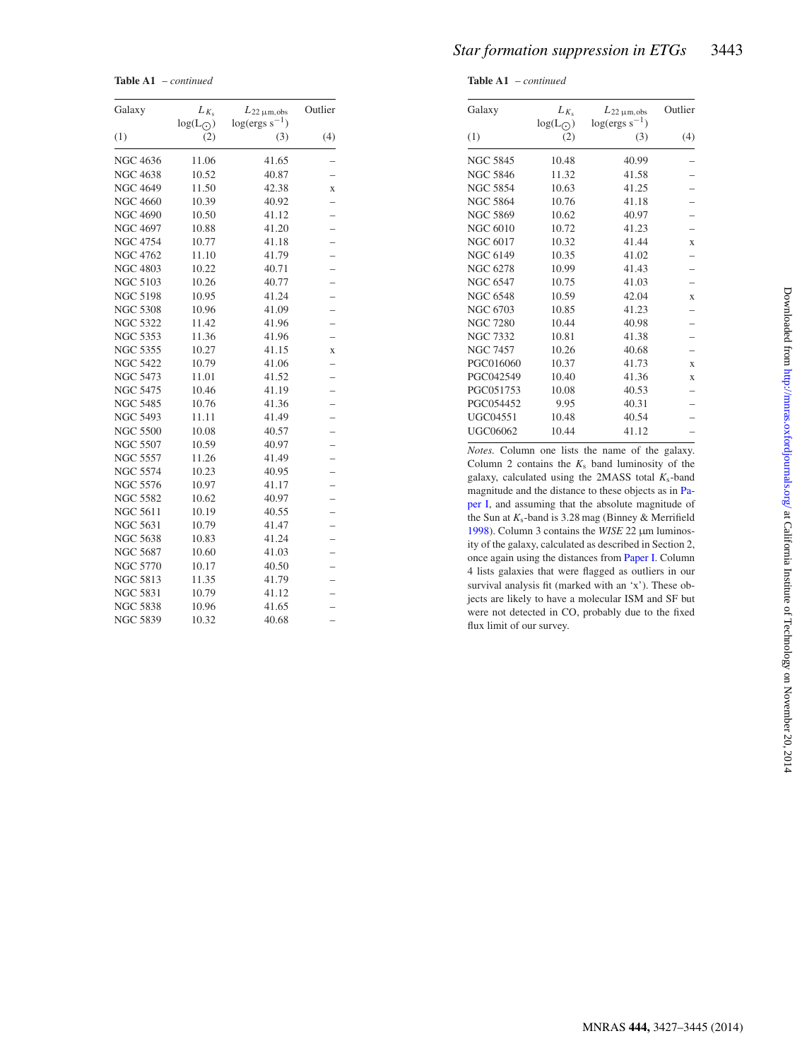**Table A1** – *continued*

| Galaxy | $L_{K_s}$ log($L_\odot$) | $L_{22\,\mu\mathrm{m,obs}}$ log(ergs $s^{-1}$) | Outlier |
|---|---|---|---|
| (1) | (2) | (3) | (4) |
| NGC 4636 | 11.06 | 41.65 | – |
| NGC 4638 | 10.52 | 40.87 | – |
| NGC 4649 | 11.50 | 42.38 | x |
| NGC 4660 | 10.39 | 40.92 | – |
| NGC 4690 | 10.50 | 41.12 | – |
| NGC 4697 | 10.88 | 41.20 | – |
| NGC 4754 | 10.77 | 41.18 | – |
| NGC 4762 | 11.10 | 41.79 | – |
| NGC 4803 | 10.22 | 40.71 | – |
| NGC 5103 | 10.26 | 40.77 | – |
| NGC 5198 | 10.95 | 41.24 | – |
| NGC 5308 | 10.96 | 41.09 | – |
| NGC 5322 | 11.42 | 41.96 | – |
| NGC 5353 | 11.36 | 41.96 | – |
| NGC 5355 | 10.27 | 41.15 | x |
| NGC 5422 | 10.79 | 41.06 | – |
| NGC 5473 | 11.01 | 41.52 | – |
| NGC 5475 | 10.46 | 41.19 | – |
| NGC 5485 | 10.76 | 41.36 | – |
| NGC 5493 | 11.11 | 41.49 | – |
| NGC 5500 | 10.08 | 40.57 | – |
| NGC 5507 | 10.59 | 40.97 | – |
| NGC 5557 | 11.26 | 41.49 | – |
| NGC 5574 | 10.23 | 40.95 | – |
| NGC 5576 | 10.97 | 41.17 | – |
| NGC 5582 | 10.62 | 40.97 | – |
| NGC 5611 | 10.19 | 40.55 | – |
| NGC 5631 | 10.79 | 41.47 | – |
| NGC 5638 | 10.83 | 41.24 | – |
| NGC 5687 | 10.60 | 41.03 | – |
| NGC 5770 | 10.17 | 40.50 | – |
| NGC 5813 | 11.35 | 41.79 | – |
| NGC 5831 | 10.79 | 41.12 | – |
| NGC 5838 | 10.96 | 41.65 | – |
| NGC 5839 | 10.32 | 40.68 | – |
| NGC 5845 | 10.48 | 40.99 | – |
| NGC 5846 | 11.32 | 41.58 | – |
| NGC 5854 | 10.63 | 41.25 | – |
| NGC 5864 | 10.76 | 41.18 | – |
| NGC 5869 | 10.62 | 40.97 | – |
| NGC 6010 | 10.72 | 41.23 | – |
| NGC 6017 | 10.32 | 41.44 | x |
| NGC 6149 | 10.35 | 41.02 | – |
| NGC 6278 | 10.99 | 41.43 | – |
| NGC 6547 | 10.75 | 41.03 | – |
| NGC 6548 | 10.59 | 42.04 | x |
| NGC 6703 | 10.85 | 41.23 | – |
| NGC 7280 | 10.44 | 40.98 | – |
| NGC 7332 | 10.81 | 41.38 | – |
| NGC 7457 | 10.26 | 40.68 | – |
| PGC016060 | 10.37 | 41.73 | x |
| PGC042549 | 10.40 | 41.36 | x |
| PGC051753 | 10.08 | 40.53 | – |
| PGC054452 | 9.95 | 40.31 | – |
| UGC04551 | 10.48 | 40.54 | – |
| UGC06062 | 10.44 | 41.12 | – |

*Notes.* Column one lists the name of the galaxy. Column 2 contains the $K_s$ band luminosity of the galaxy, calculated using the 2MASS total $K_s$-band magnitude and the distance to these objects as in Paper I, and assuming that the absolute magnitude of the Sun at $K_s$-band is 3.28 mag (Binney & Merrifield 1998). Column 3 contains the *WISE* 22 μm luminosity of the galaxy, calculated as described in Section 2, once again using the distances from Paper I. Column 4 lists galaxies that were flagged as outliers in our survival analysis fit (marked with an 'x'). These objects are likely to have a molecular ISM and SF but were not detected in CO, probably due to the fixed flux limit of our survey.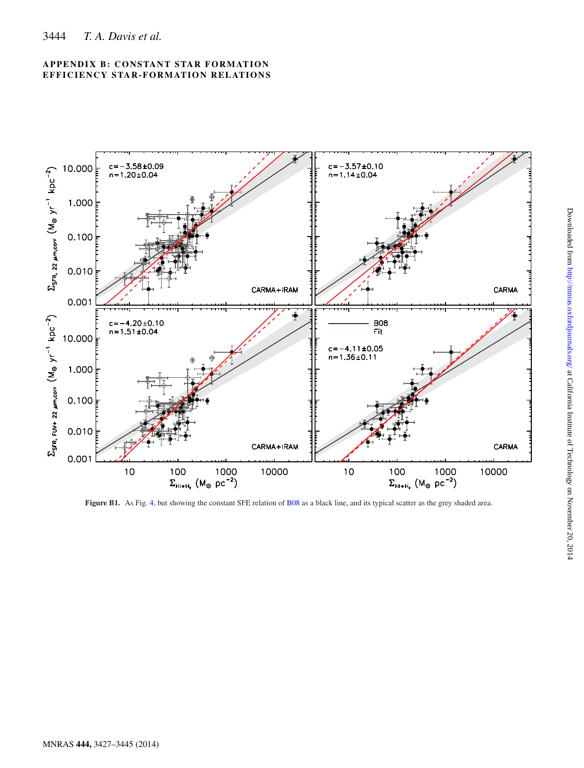## APPENDIX B: CONSTANT STAR FORMATION EFFICIENCY STAR-FORMATION RELATIONS

**Figure B1.** As Fig. 4, but showing the constant SFE relation of B08 as a black line, and its typical scatter as the grey shaded area.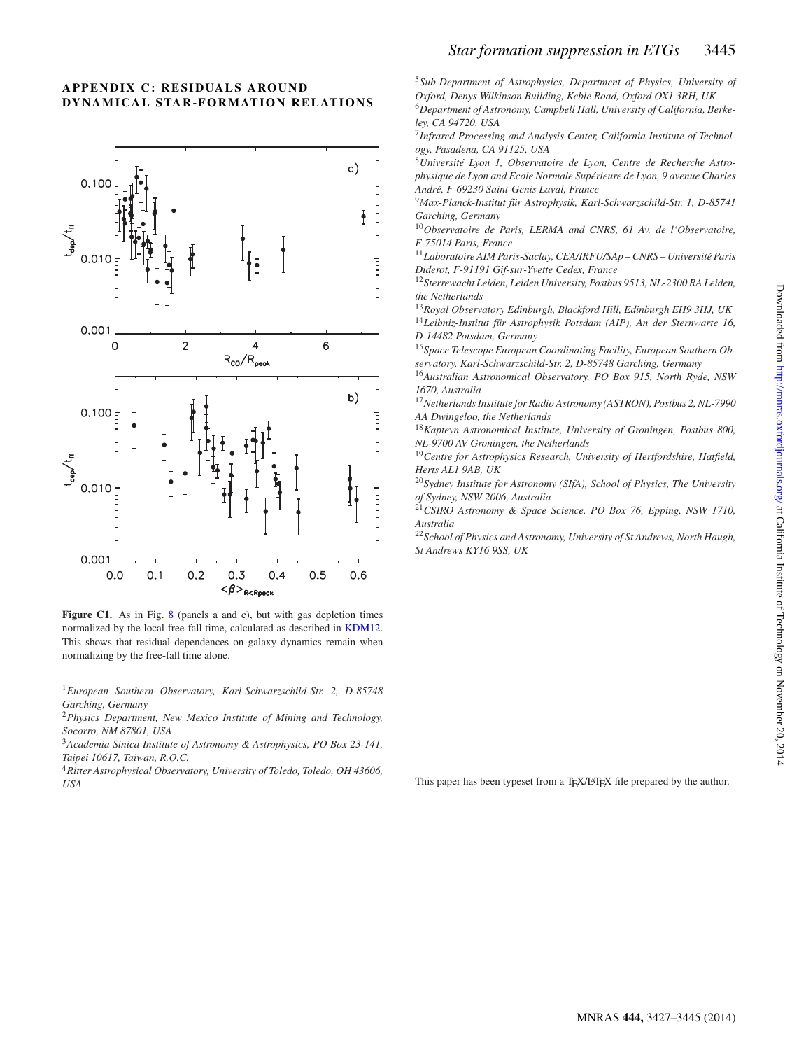## APPENDIX C: RESIDUALS AROUND DYNAMICAL STAR-FORMATION RELATIONS

a)

0.100

0.010

0.001

$t_{dep}/t_{ff}$

0 2 4 6

$R_{CO}/R_{peak}$

b)

0.100

0.010

0.001

$t_{dep}/t_{ff}$

0.0 0.1 0.2 0.3 0.4 0.5 0.6

$<\beta>_{R<Rpeak}$

**Figure C1.** As in Fig. 8 (panels a and c), but with gas depletion times normalized by the local free-fall time, calculated as described in KDM12. This shows that residual dependences on galaxy dynamics remain when normalizing by the free-fall time alone.

[1]*European Southern Observatory, Karl-Schwarzschild-Str. 2, D-85748 Garching, Germany*

[2]*Physics Department, New Mexico Institute of Mining and Technology, Socorro, NM 87801, USA*

[3]*Academia Sinica Institute of Astronomy & Astrophysics, PO Box 23-141, Taipei 10617, Taiwan, R.O.C.*

[4]*Ritter Astrophysical Observatory, University of Toledo, Toledo, OH 43606, USA*

[5]*Sub-Department of Astrophysics, Department of Physics, University of Oxford, Denys Wilkinson Building, Keble Road, Oxford OX1 3RH, UK*

[6]*Department of Astronomy, Campbell Hall, University of California, Berkeley, CA 94720, USA*

[7]*Infrared Processing and Analysis Center, California Institute of Technology, Pasadena, CA 91125, USA*

[8]*Université Lyon 1, Observatoire de Lyon, Centre de Recherche Astrophysique de Lyon and Ecole Normale Supérieure de Lyon, 9 avenue Charles André, F-69230 Saint-Genis Laval, France*

[9]*Max-Planck-Institut für Astrophysik, Karl-Schwarzschild-Str. 1, D-85741 Garching, Germany*

[10]*Observatoire de Paris, LERMA and CNRS, 61 Av. de l'Observatoire, F-75014 Paris, France*

[11]*Laboratoire AIM Paris-Saclay, CEA/IRFU/SAp – CNRS – Université Paris Diderot, F-91191 Gif-sur-Yvette Cedex, France*

[12]*Sterrewacht Leiden, Leiden University, Postbus 9513, NL-2300 RA Leiden, the Netherlands*

[13]*Royal Observatory Edinburgh, Blackford Hill, Edinburgh EH9 3HJ, UK*

[14]*Leibniz-Institut für Astrophysik Potsdam (AIP), An der Sternwarte 16, D-14482 Potsdam, Germany*

[15]*Space Telescope European Coordinating Facility, European Southern Observatory, Karl-Schwarzschild-Str. 2, D-85748 Garching, Germany*

[16]*Australian Astronomical Observatory, PO Box 915, North Ryde, NSW 1670, Australia*

[17]*Netherlands Institute for Radio Astronomy (ASTRON), Postbus 2, NL-7990 AA Dwingeloo, the Netherlands*

[18]*Kapteyn Astronomical Institute, University of Groningen, Postbus 800, NL-9700 AV Groningen, the Netherlands*

[19]*Centre for Astrophysics Research, University of Hertfordshire, Hatfield, Herts AL1 9AB, UK*

[20]*Sydney Institute for Astronomy (SIfA), School of Physics, The University of Sydney, NSW 2006, Australia*

[21]*CSIRO Astronomy & Space Science, PO Box 76, Epping, NSW 1710, Australia*

[22]*School of Physics and Astronomy, University of St Andrews, North Haugh, St Andrews KY16 9SS, UK*

This paper has been typeset from a TEX/LATEX file prepared by the author.